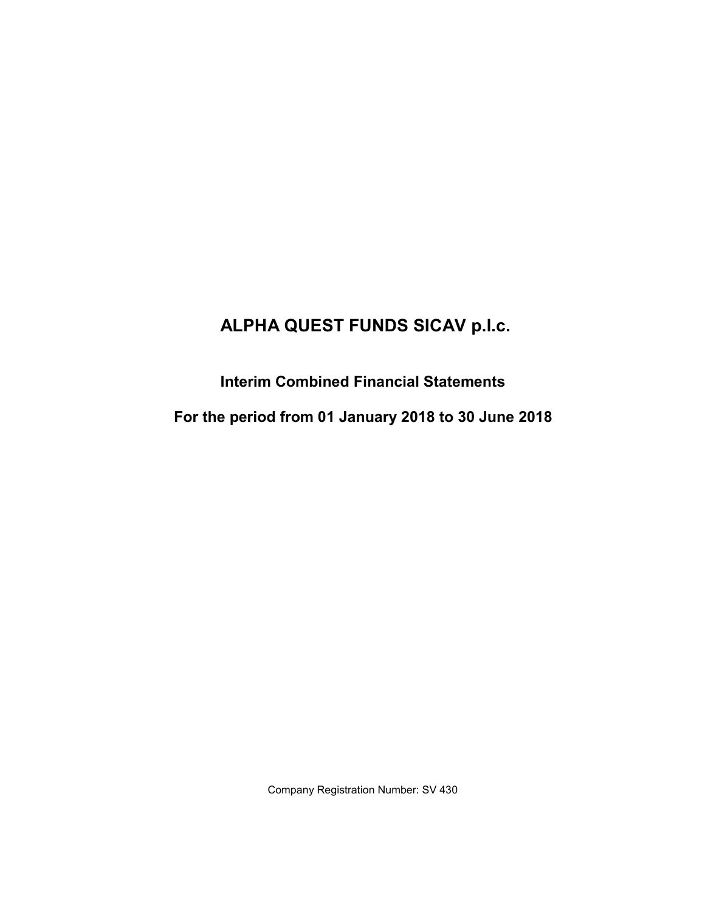# ALPHA QUEST FUNDS SICAV p.l.c.

## Interim Combined Financial Statements

## For the period from 01 January 2018 to 30 June 2018

Company Registration Number: SV 430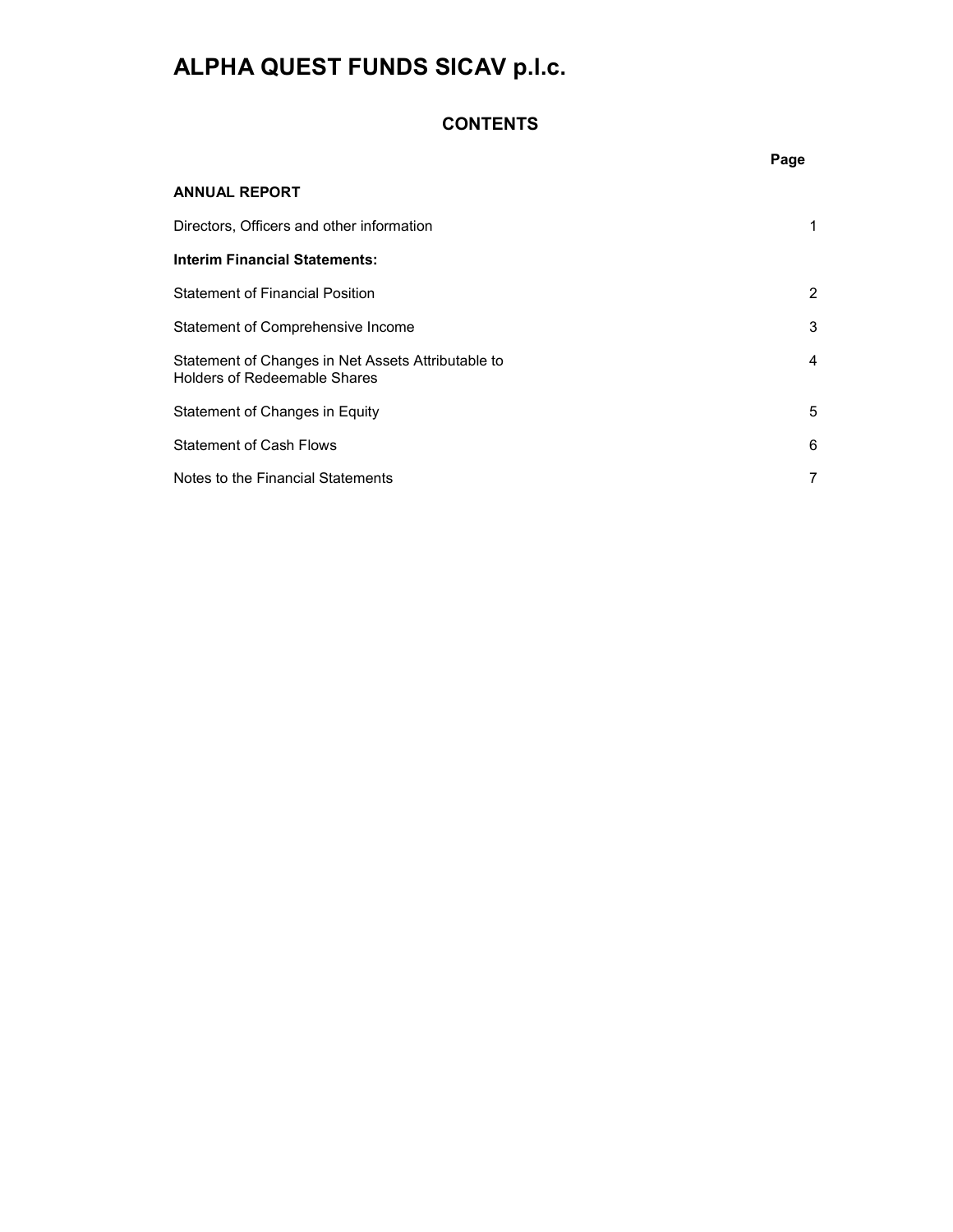# ALPHA QUEST FUNDS SICAV p.l.c.

## CONTENTS

| | Page |
|---|---|
| **ANNUAL REPORT** | |
| Directors, Officers and other information | 1 |
| **Interim Financial Statements:** | |
| Statement of Financial Position | 2 |
| Statement of Comprehensive Income | 3 |
| Statement of Changes in Net Assets Attributable to Holders of Redeemable Shares | 4 |
| Statement of Changes in Equity | 5 |
| Statement of Cash Flows | 6 |
| Notes to the Financial Statements | 7 |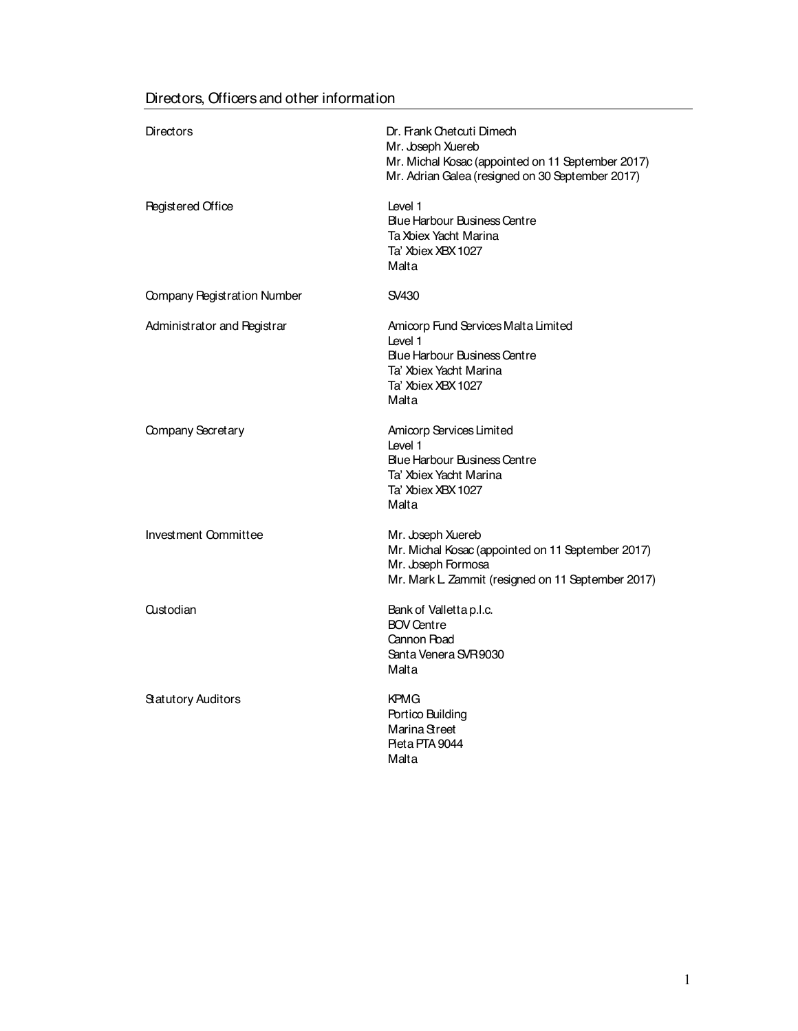# Directors, Officers and other information

| | |
|---|---|
| Directors | Dr. Frank Chetcuti Dimech<br>Mr. Joseph Xuereb<br>Mr. Michal Kosac (appointed on 11 September 2017)<br>Mr. Adrian Galea (resigned on 30 September 2017) |
| Registered Office | Level 1<br>Blue Harbour Business Centre<br>Ta Xbiex Yacht Marina<br>Ta' Xbiex XBX 1027<br>Malta |
| Company Registration Number | SV430 |
| Administrator and Registrar | Amicorp Fund Services Malta Limited<br>Level 1<br>Blue Harbour Business Centre<br>Ta' Xbiex Yacht Marina<br>Ta' Xbiex XBX 1027<br>Malta |
| Company Secretary | Amicorp Services Limited<br>Level 1<br>Blue Harbour Business Centre<br>Ta' Xbiex Yacht Marina<br>Ta' Xbiex XBX 1027<br>Malta |
| Investment Committee | Mr. Joseph Xuereb<br>Mr. Michal Kosac (appointed on 11 September 2017)<br>Mr. Joseph Formosa<br>Mr. Mark L. Zammit (resigned on 11 September 2017) |
| Custodian | Bank of Valletta p.l.c.<br>BOV Centre<br>Cannon Road<br>Santa Venera SVR 9030<br>Malta |
| Statutory Auditors | KPMG<br>Portico Building<br>Marina Street<br>Pieta PTA 9044<br>Malta |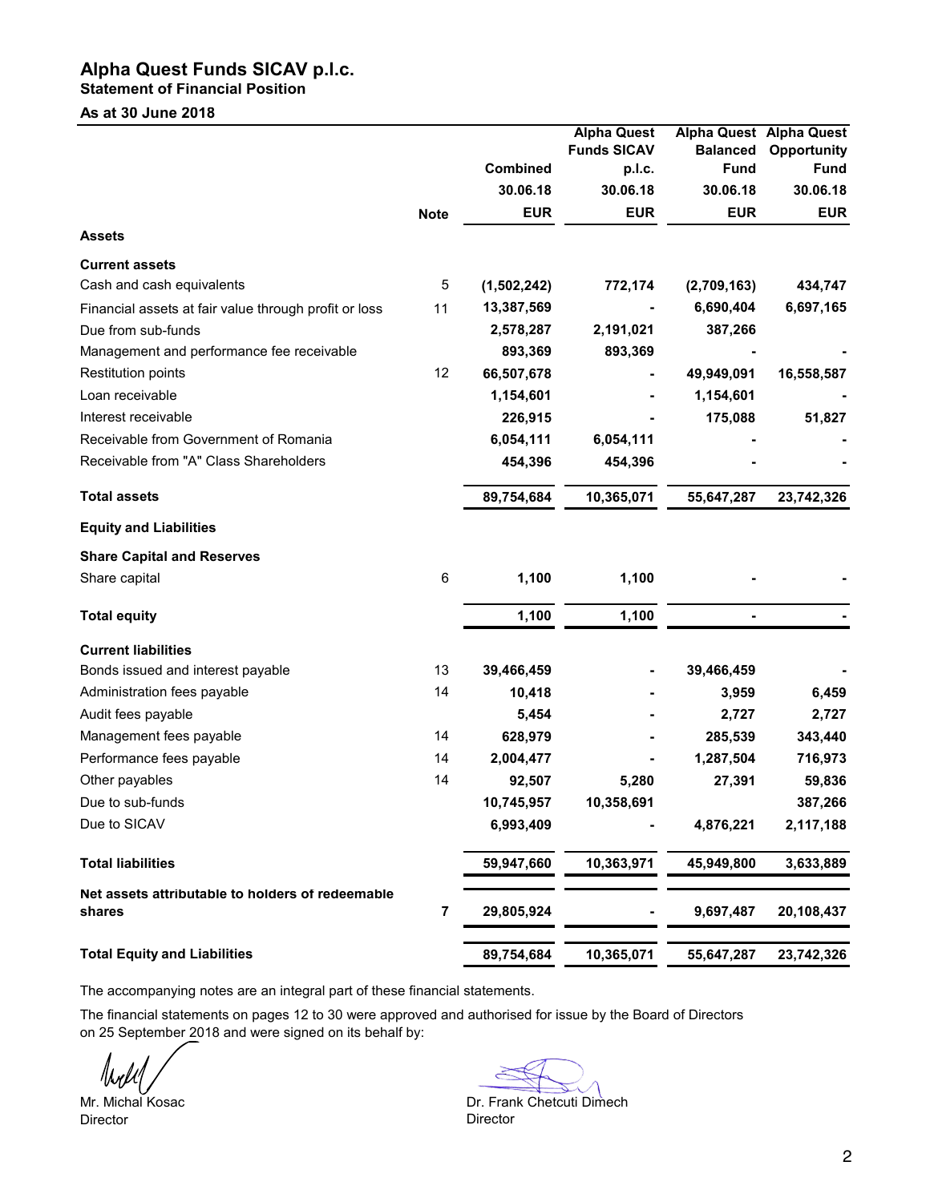# Alpha Quest Funds SICAV p.l.c.

## Statement of Financial Position

### As at 30 June 2018

| | Note | Combined 30.06.18 EUR | Alpha Quest Funds SICAV p.l.c. 30.06.18 EUR | Alpha Quest Balanced Fund 30.06.18 EUR | Alpha Quest Opportunity Fund 30.06.18 EUR |
|---|---|---|---|---|---|
| **Assets** | | | | | |
| **Current assets** | | | | | |
| Cash and cash equivalents | 5 | (1,502,242) | 772,174 | (2,709,163) | 434,747 |
| Financial assets at fair value through profit or loss | 11 | 13,387,569 | - | 6,690,404 | 6,697,165 |
| Due from sub-funds | | 2,578,287 | 2,191,021 | 387,266 | |
| Management and performance fee receivable | | 893,369 | 893,369 | - | - |
| Restitution points | 12 | 66,507,678 | - | 49,949,091 | 16,558,587 |
| Loan receivable | | 1,154,601 | - | 1,154,601 | - |
| Interest receivable | | 226,915 | - | 175,088 | 51,827 |
| Receivable from Government of Romania | | 6,054,111 | 6,054,111 | - | - |
| Receivable from "A" Class Shareholders | | 454,396 | 454,396 | - | - |
| **Total assets** | | **89,754,684** | **10,365,071** | **55,647,287** | **23,742,326** |
| **Equity and Liabilities** | | | | | |
| **Share Capital and Reserves** | | | | | |
| Share capital | 6 | 1,100 | 1,100 | - | - |
| **Total equity** | | **1,100** | **1,100** | **-** | **-** |
| **Current liabilities** | | | | | |
| Bonds issued and interest payable | 13 | 39,466,459 | - | 39,466,459 | - |
| Administration fees payable | 14 | 10,418 | - | 3,959 | 6,459 |
| Audit fees payable | | 5,454 | - | 2,727 | 2,727 |
| Management fees payable | 14 | 628,979 | - | 285,539 | 343,440 |
| Performance fees payable | 14 | 2,004,477 | - | 1,287,504 | 716,973 |
| Other payables | 14 | 92,507 | 5,280 | 27,391 | 59,836 |
| Due to sub-funds | | 10,745,957 | 10,358,691 | | 387,266 |
| Due to SICAV | | 6,993,409 | - | 4,876,221 | 2,117,188 |
| **Total liabilities** | | **59,947,660** | **10,363,971** | **45,949,800** | **3,633,889** |
| **Net assets attributable to holders of redeemable shares** | **7** | **29,805,924** | **-** | **9,697,487** | **20,108,437** |
| **Total Equity and Liabilities** | | **89,754,684** | **10,365,071** | **55,647,287** | **23,742,326** |

The accompanying notes are an integral part of these financial statements.

The financial statements on pages 12 to 30 were approved and authorised for issue by the Board of Directors on 25 September 2018 and were signed on its behalf by:

Mr. Michal Kosac
Director

Dr. Frank Chetcuti Dimech
Director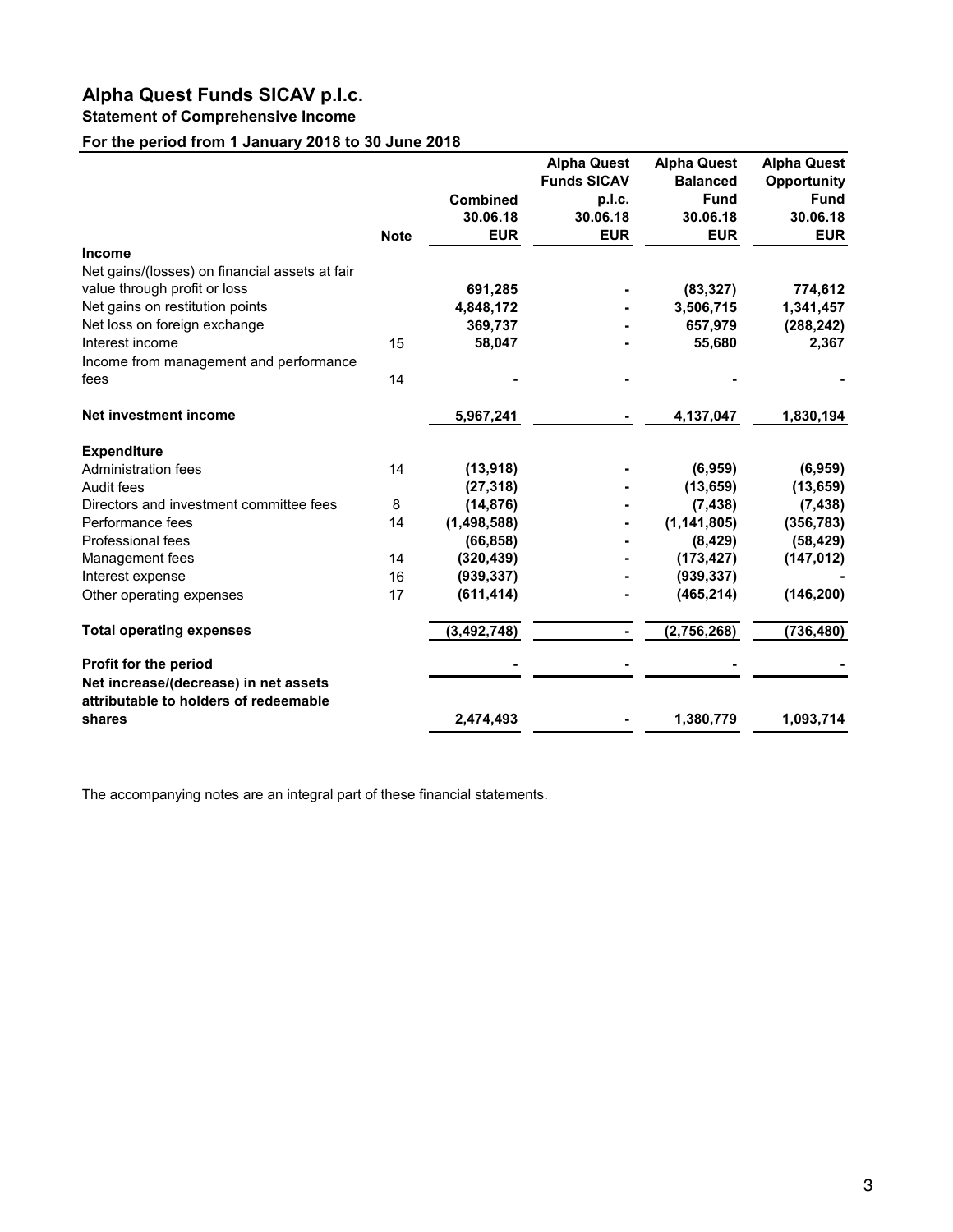# Alpha Quest Funds SICAV p.l.c.

## Statement of Comprehensive Income

### For the period from 1 January 2018 to 30 June 2018

| | Note | Combined 30.06.18 EUR | Alpha Quest Funds SICAV p.l.c. 30.06.18 EUR | Alpha Quest Balanced Fund 30.06.18 EUR | Alpha Quest Opportunity Fund 30.06.18 EUR |
|---|---|---|---|---|---|
| **Income** | | | | | |
| Net gains/(losses) on financial assets at fair value through profit or loss | | 691,285 | - | (83,327) | 774,612 |
| Net gains on restitution points | | 4,848,172 | - | 3,506,715 | 1,341,457 |
| Net loss on foreign exchange | | 369,737 | - | 657,979 | (288,242) |
| Interest income | 15 | 58,047 | - | 55,680 | 2,367 |
| Income from management and performance fees | 14 | - | - | - | - |
| **Net investment income** | | **5,967,241** | **-** | **4,137,047** | **1,830,194** |
| **Expenditure** | | | | | |
| Administration fees | 14 | (13,918) | - | (6,959) | (6,959) |
| Audit fees | | (27,318) | - | (13,659) | (13,659) |
| Directors and investment committee fees | 8 | (14,876) | - | (7,438) | (7,438) |
| Performance fees | 14 | (1,498,588) | - | (1,141,805) | (356,783) |
| Professional fees | | (66,858) | - | (8,429) | (58,429) |
| Management fees | 14 | (320,439) | - | (173,427) | (147,012) |
| Interest expense | 16 | (939,337) | - | (939,337) | - |
| Other operating expenses | 17 | (611,414) | - | (465,214) | (146,200) |
| **Total operating expenses** | | **(3,492,748)** | **-** | **(2,756,268)** | **(736,480)** |
| **Profit for the period** | | **-** | **-** | **-** | **-** |
| **Net increase/(decrease) in net assets attributable to holders of redeemable shares** | | **2,474,493** | **-** | **1,380,779** | **1,093,714** |

The accompanying notes are an integral part of these financial statements.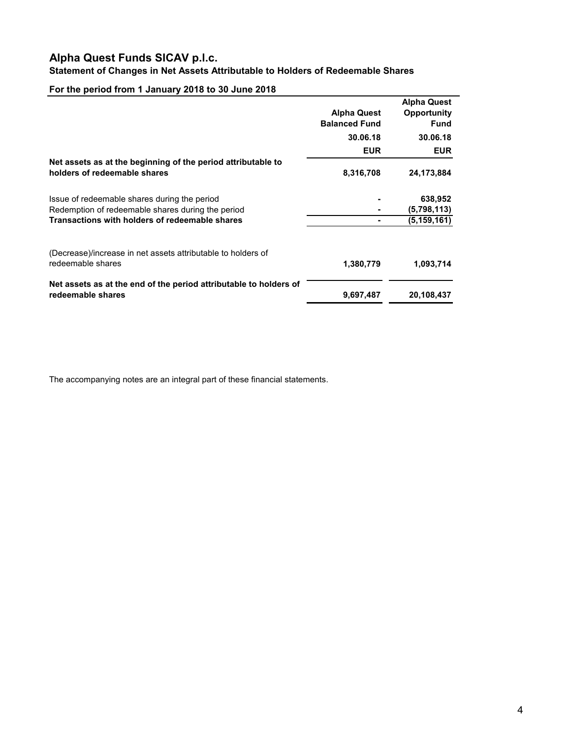# Alpha Quest Funds SICAV p.l.c.

## Statement of Changes in Net Assets Attributable to Holders of Redeemable Shares

### For the period from 1 January 2018 to 30 June 2018

| | Alpha Quest Balanced Fund | Alpha Quest Opportunity Fund |
|---|---|---|
| | 30.06.18 | 30.06.18 |
| | EUR | EUR |
| **Net assets as at the beginning of the period attributable to holders of redeemable shares** | **8,316,708** | **24,173,884** |
| Issue of redeemable shares during the period | **-** | **638,952** |
| Redemption of redeemable shares during the period | **-** | **(5,798,113)** |
| **Transactions with holders of redeemable shares** | **-** | **(5,159,161)** |
| (Decrease)/increase in net assets attributable to holders of redeemable shares | **1,380,779** | **1,093,714** |
| **Net assets as at the end of the period attributable to holders of redeemable shares** | **9,697,487** | **20,108,437** |

The accompanying notes are an integral part of these financial statements.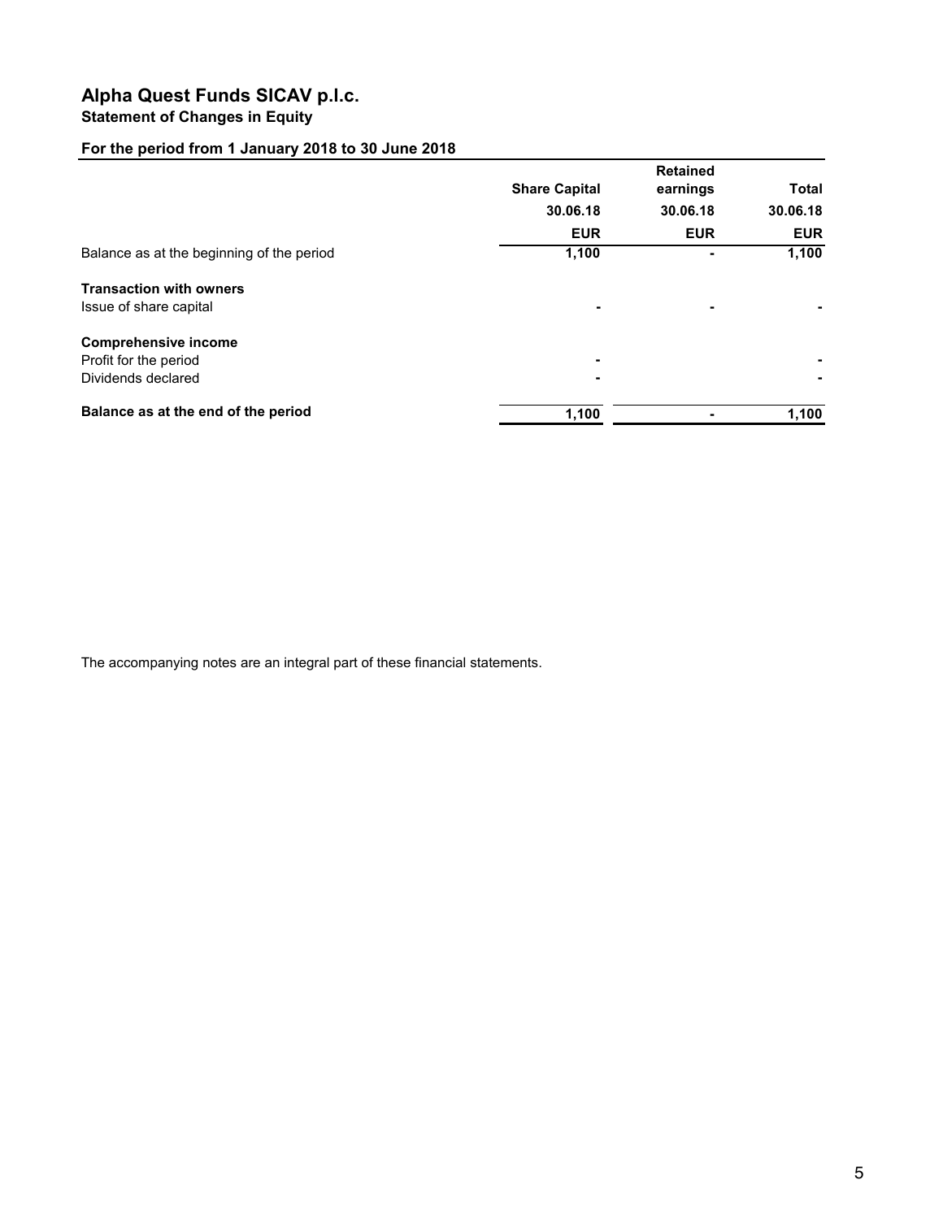# Alpha Quest Funds SICAV p.l.c.

## Statement of Changes in Equity

### For the period from 1 January 2018 to 30 June 2018

| | Share Capital | Retained earnings | Total |
|---|---|---|---|
| | 30.06.18 | 30.06.18 | 30.06.18 |
| | EUR | EUR | EUR |
| Balance as at the beginning of the period | 1,100 | - | 1,100 |
| **Transaction with owners** | | | |
| Issue of share capital | - | - | - |
| **Comprehensive income** | | | |
| Profit for the period | - | | - |
| Dividends declared | - | | - |
| **Balance as at the end of the period** | 1,100 | - | 1,100 |

The accompanying notes are an integral part of these financial statements.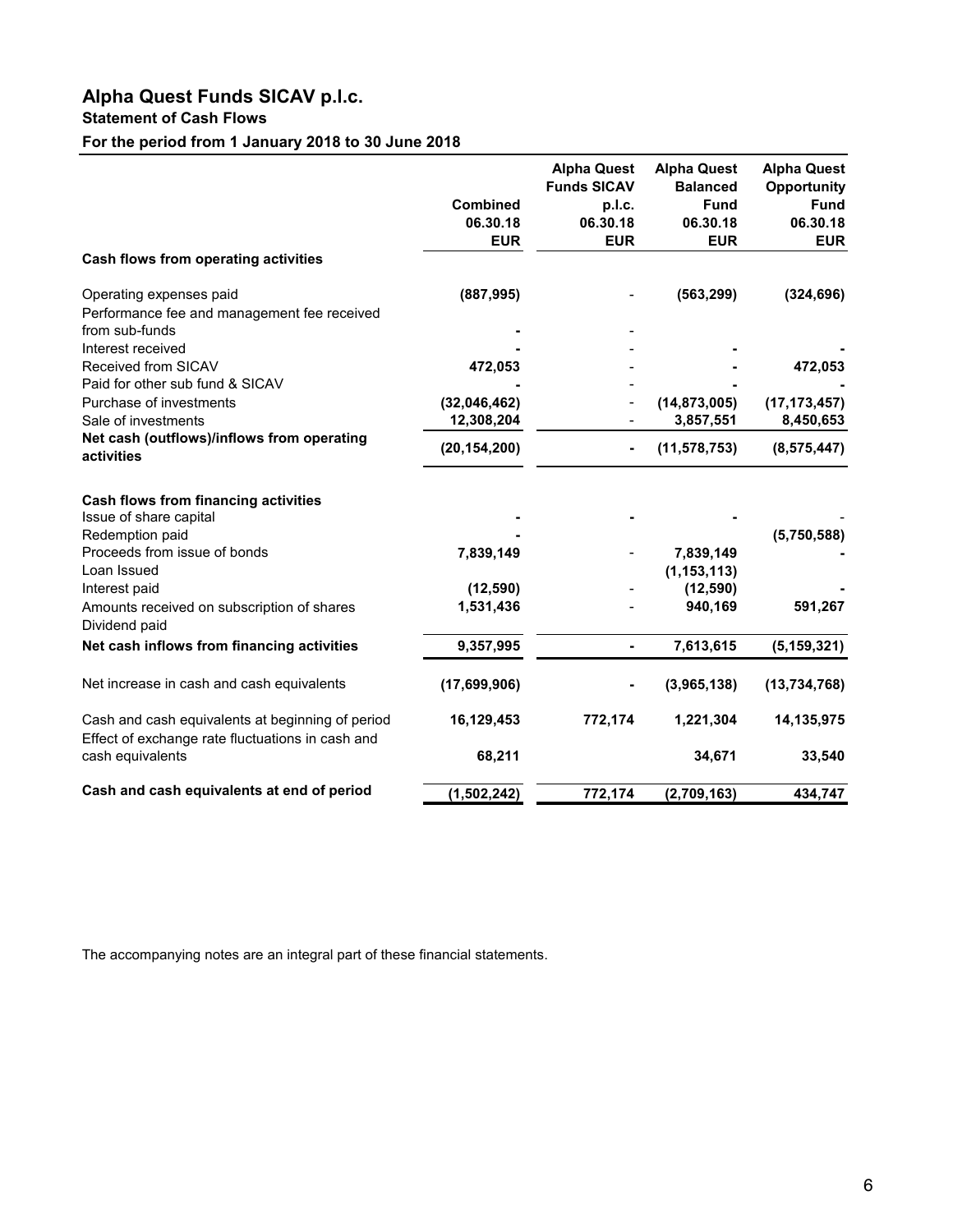# Alpha Quest Funds SICAV p.l.c.

## Statement of Cash Flows

### For the period from 1 January 2018 to 30 June 2018

| | Combined 06.30.18 EUR | Alpha Quest Funds SICAV p.l.c. 06.30.18 EUR | Alpha Quest Balanced Fund 06.30.18 EUR | Alpha Quest Opportunity Fund 06.30.18 EUR |
|---|---|---|---|---|
| **Cash flows from operating activities** | | | | |
| Operating expenses paid | **(887,995)** | - | **(563,299)** | **(324,696)** |
| Performance fee and management fee received from sub-funds | **-** | - | | |
| Interest received | **-** | - | **-** | **-** |
| Received from SICAV | **472,053** | - | **-** | **472,053** |
| Paid for other sub fund & SICAV | **-** | - | **-** | **-** |
| Purchase of investments | **(32,046,462)** | - | **(14,873,005)** | **(17,173,457)** |
| Sale of investments | **12,308,204** | - | **3,857,551** | **8,450,653** |
| **Net cash (outflows)/inflows from operating activities** | **(20,154,200)** | **-** | **(11,578,753)** | **(8,575,447)** |
| **Cash flows from financing activities** | | | | |
| Issue of share capital | **-** | **-** | **-** | - |
| Redemption paid | **-** | | | **(5,750,588)** |
| Proceeds from issue of bonds | **7,839,149** | - | **7,839,149** | **-** |
| Loan Issued | | | **(1,153,113)** | |
| Interest paid | **(12,590)** | - | **(12,590)** | **-** |
| Amounts received on subscription of shares | **1,531,436** | - | **940,169** | **591,267** |
| Dividend paid | | | | |
| **Net cash inflows from financing activities** | **9,357,995** | **-** | **7,613,615** | **(5,159,321)** |
| Net increase in cash and cash equivalents | **(17,699,906)** | **-** | **(3,965,138)** | **(13,734,768)** |
| Cash and cash equivalents at beginning of period | **16,129,453** | **772,174** | **1,221,304** | **14,135,975** |
| Effect of exchange rate fluctuations in cash and cash equivalents | **68,211** | | **34,671** | **33,540** |
| **Cash and cash equivalents at end of period** | **(1,502,242)** | **772,174** | **(2,709,163)** | **434,747** |

The accompanying notes are an integral part of these financial statements.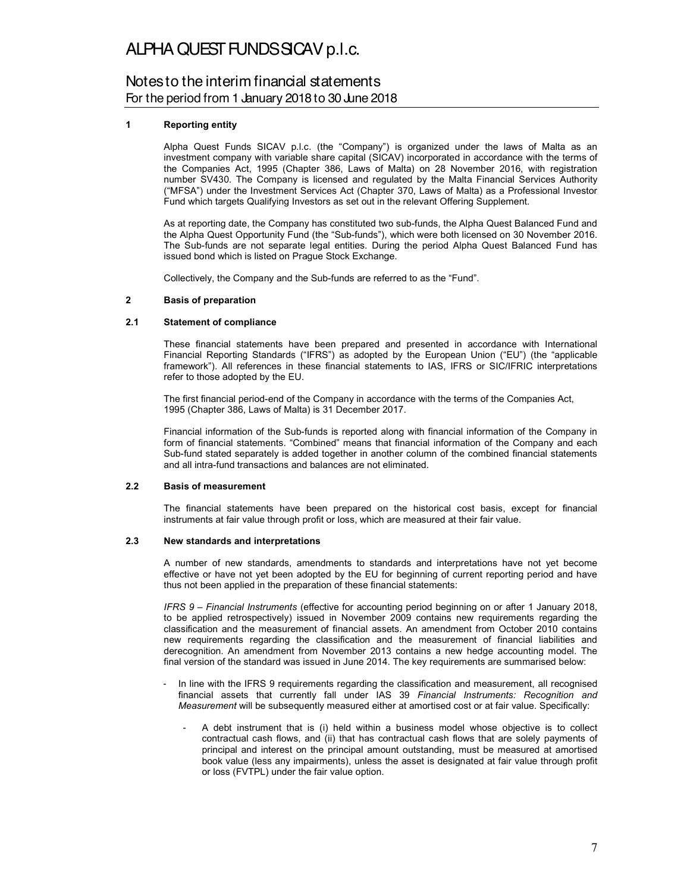# ALPHA QUEST FUNDS SICAV p.l.c.

## Notes to the interim financial statements
For the period from 1 January 2018 to 30 June 2018

### 1 Reporting entity

Alpha Quest Funds SICAV p.l.c. (the "Company") is organized under the laws of Malta as an investment company with variable share capital (SICAV) incorporated in accordance with the terms of the Companies Act, 1995 (Chapter 386, Laws of Malta) on 28 November 2016, with registration number SV430. The Company is licensed and regulated by the Malta Financial Services Authority ("MFSA") under the Investment Services Act (Chapter 370, Laws of Malta) as a Professional Investor Fund which targets Qualifying Investors as set out in the relevant Offering Supplement.

As at reporting date, the Company has constituted two sub-funds, the Alpha Quest Balanced Fund and the Alpha Quest Opportunity Fund (the "Sub-funds"), which were both licensed on 30 November 2016. The Sub-funds are not separate legal entities. During the period Alpha Quest Balanced Fund has issued bond which is listed on Prague Stock Exchange.

Collectively, the Company and the Sub-funds are referred to as the "Fund".

### 2 Basis of preparation

#### 2.1 Statement of compliance

These financial statements have been prepared and presented in accordance with International Financial Reporting Standards ("IFRS") as adopted by the European Union ("EU") (the "applicable framework"). All references in these financial statements to IAS, IFRS or SIC/IFRIC interpretations refer to those adopted by the EU.

The first financial period-end of the Company in accordance with the terms of the Companies Act, 1995 (Chapter 386, Laws of Malta) is 31 December 2017.

Financial information of the Sub-funds is reported along with financial information of the Company in form of financial statements. "Combined" means that financial information of the Company and each Sub-fund stated separately is added together in another column of the combined financial statements and all intra-fund transactions and balances are not eliminated.

#### 2.2 Basis of measurement

The financial statements have been prepared on the historical cost basis, except for financial instruments at fair value through profit or loss, which are measured at their fair value.

#### 2.3 New standards and interpretations

A number of new standards, amendments to standards and interpretations have not yet become effective or have not yet been adopted by the EU for beginning of current reporting period and have thus not been applied in the preparation of these financial statements:

*IFRS 9 – Financial Instruments* (effective for accounting period beginning on or after 1 January 2018, to be applied retrospectively) issued in November 2009 contains new requirements regarding the classification and the measurement of financial assets. An amendment from October 2010 contains new requirements regarding the classification and the measurement of financial liabilities and derecognition. An amendment from November 2013 contains a new hedge accounting model. The final version of the standard was issued in June 2014. The key requirements are summarised below:

- In line with the IFRS 9 requirements regarding the classification and measurement, all recognised financial assets that currently fall under IAS 39 *Financial Instruments: Recognition and Measurement* will be subsequently measured either at amortised cost or at fair value. Specifically:
  - A debt instrument that is (i) held within a business model whose objective is to collect contractual cash flows, and (ii) that has contractual cash flows that are solely payments of principal and interest on the principal amount outstanding, must be measured at amortised book value (less any impairments), unless the asset is designated at fair value through profit or loss (FVTPL) under the fair value option.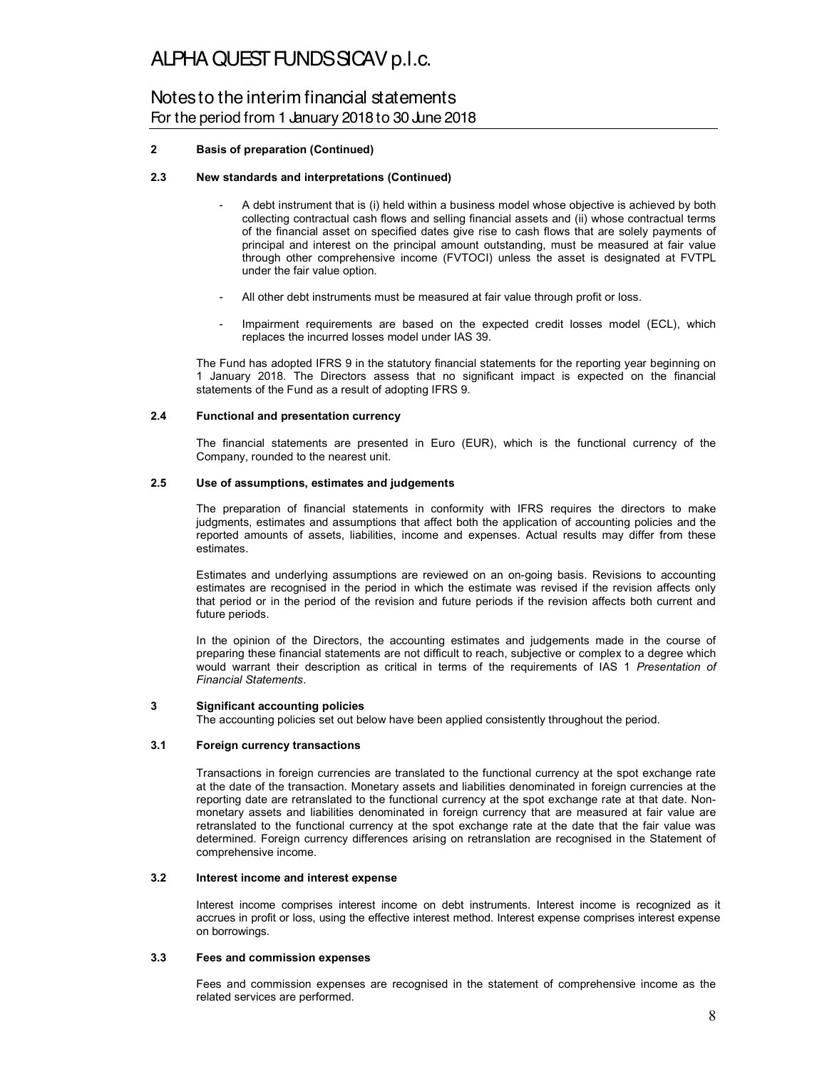## 2 Basis of preparation (Continued)

### 2.3 New standards and interpretations (Continued)

- A debt instrument that is (i) held within a business model whose objective is achieved by both collecting contractual cash flows and selling financial assets and (ii) whose contractual terms of the financial asset on specified dates give rise to cash flows that are solely payments of principal and interest on the principal amount outstanding, must be measured at fair value through other comprehensive income (FVTOCI) unless the asset is designated at FVTPL under the fair value option.

- All other debt instruments must be measured at fair value through profit or loss.

- Impairment requirements are based on the expected credit losses model (ECL), which replaces the incurred losses model under IAS 39.

The Fund has adopted IFRS 9 in the statutory financial statements for the reporting year beginning on 1 January 2018. The Directors assess that no significant impact is expected on the financial statements of the Fund as a result of adopting IFRS 9.

### 2.4 Functional and presentation currency

The financial statements are presented in Euro (EUR), which is the functional currency of the Company, rounded to the nearest unit.

### 2.5 Use of assumptions, estimates and judgements

The preparation of financial statements in conformity with IFRS requires the directors to make judgments, estimates and assumptions that affect both the application of accounting policies and the reported amounts of assets, liabilities, income and expenses. Actual results may differ from these estimates.

Estimates and underlying assumptions are reviewed on an on-going basis. Revisions to accounting estimates are recognised in the period in which the estimate was revised if the revision affects only that period or in the period of the revision and future periods if the revision affects both current and future periods.

In the opinion of the Directors, the accounting estimates and judgements made in the course of preparing these financial statements are not difficult to reach, subjective or complex to a degree which would warrant their description as critical in terms of the requirements of IAS 1 *Presentation of Financial Statements*.

## 3 Significant accounting policies

The accounting policies set out below have been applied consistently throughout the period.

### 3.1 Foreign currency transactions

Transactions in foreign currencies are translated to the functional currency at the spot exchange rate at the date of the transaction. Monetary assets and liabilities denominated in foreign currencies at the reporting date are retranslated to the functional currency at the spot exchange rate at that date. Non-monetary assets and liabilities denominated in foreign currency that are measured at fair value are retranslated to the functional currency at the spot exchange rate at the date that the fair value was determined. Foreign currency differences arising on retranslation are recognised in the Statement of comprehensive income.

### 3.2 Interest income and interest expense

Interest income comprises interest income on debt instruments. Interest income is recognized as it accrues in profit or loss, using the effective interest method. Interest expense comprises interest expense on borrowings.

### 3.3 Fees and commission expenses

Fees and commission expenses are recognised in the statement of comprehensive income as the related services are performed.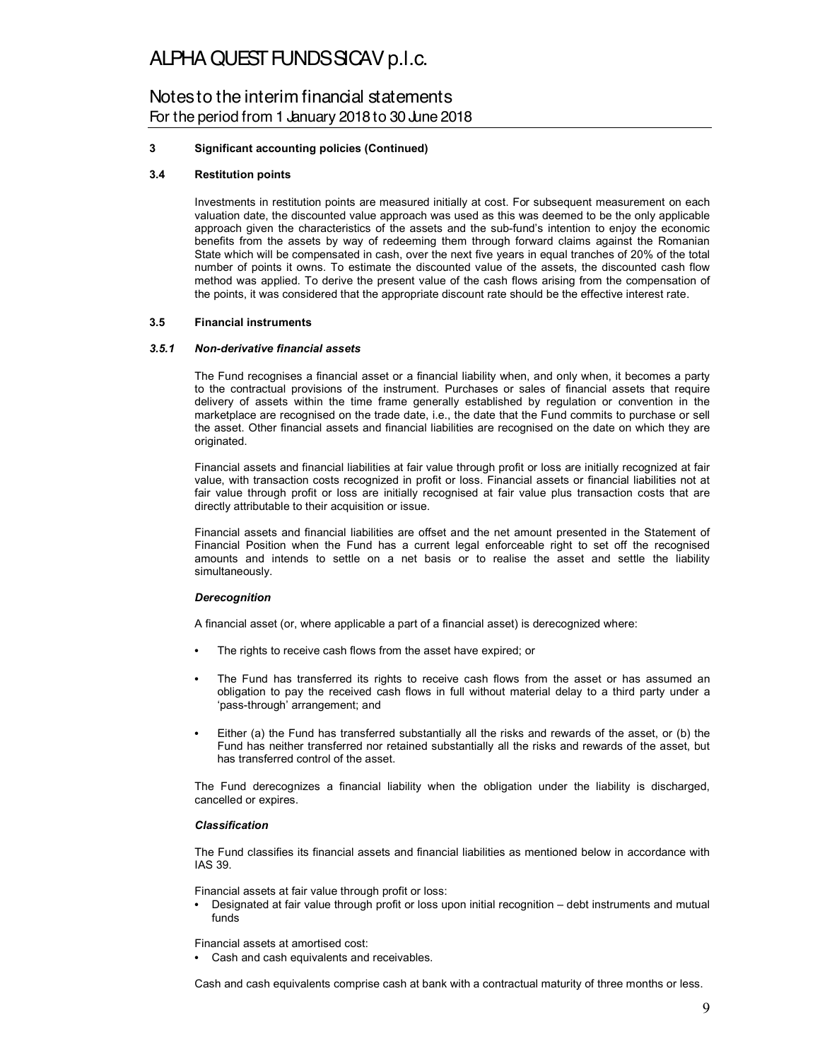### 3 Significant accounting policies (Continued)

#### 3.4 Restitution points

Investments in restitution points are measured initially at cost. For subsequent measurement on each valuation date, the discounted value approach was used as this was deemed to be the only applicable approach given the characteristics of the assets and the sub-fund's intention to enjoy the economic benefits from the assets by way of redeeming them through forward claims against the Romanian State which will be compensated in cash, over the next five years in equal tranches of 20% of the total number of points it owns. To estimate the discounted value of the assets, the discounted cash flow method was applied. To derive the present value of the cash flows arising from the compensation of the points, it was considered that the appropriate discount rate should be the effective interest rate.

#### 3.5 Financial instruments

##### *3.5.1 Non-derivative financial assets*

The Fund recognises a financial asset or a financial liability when, and only when, it becomes a party to the contractual provisions of the instrument. Purchases or sales of financial assets that require delivery of assets within the time frame generally established by regulation or convention in the marketplace are recognised on the trade date, i.e., the date that the Fund commits to purchase or sell the asset. Other financial assets and financial liabilities are recognised on the date on which they are originated.

Financial assets and financial liabilities at fair value through profit or loss are initially recognized at fair value, with transaction costs recognized in profit or loss. Financial assets or financial liabilities not at fair value through profit or loss are initially recognised at fair value plus transaction costs that are directly attributable to their acquisition or issue.

Financial assets and financial liabilities are offset and the net amount presented in the Statement of Financial Position when the Fund has a current legal enforceable right to set off the recognised amounts and intends to settle on a net basis or to realise the asset and settle the liability simultaneously.

***Derecognition***

A financial asset (or, where applicable a part of a financial asset) is derecognized where:

- The rights to receive cash flows from the asset have expired; or
- The Fund has transferred its rights to receive cash flows from the asset or has assumed an obligation to pay the received cash flows in full without material delay to a third party under a 'pass-through' arrangement; and
- Either (a) the Fund has transferred substantially all the risks and rewards of the asset, or (b) the Fund has neither transferred nor retained substantially all the risks and rewards of the asset, but has transferred control of the asset.

The Fund derecognizes a financial liability when the obligation under the liability is discharged, cancelled or expires.

***Classification***

The Fund classifies its financial assets and financial liabilities as mentioned below in accordance with IAS 39.

Financial assets at fair value through profit or loss:

- Designated at fair value through profit or loss upon initial recognition – debt instruments and mutual funds

Financial assets at amortised cost:

- Cash and cash equivalents and receivables.

Cash and cash equivalents comprise cash at bank with a contractual maturity of three months or less.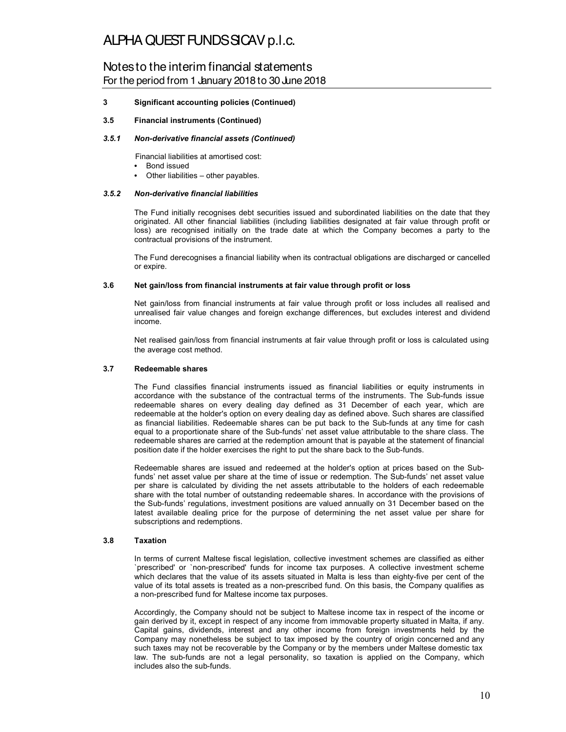# ALPHA QUEST FUNDS SICAV p.l.c.

## Notes to the interim financial statements
For the period from 1 January 2018 to 30 June 2018

### 3 Significant accounting policies (Continued)

### 3.5 Financial instruments (Continued)

#### *3.5.1 Non-derivative financial assets (Continued)*

Financial liabilities at amortised cost:

- Bond issued
- Other liabilities – other payables.

#### *3.5.2 Non-derivative financial liabilities*

The Fund initially recognises debt securities issued and subordinated liabilities on the date that they originated. All other financial liabilities (including liabilities designated at fair value through profit or loss) are recognised initially on the trade date at which the Company becomes a party to the contractual provisions of the instrument.

The Fund derecognises a financial liability when its contractual obligations are discharged or cancelled or expire.

### 3.6 Net gain/loss from financial instruments at fair value through profit or loss

Net gain/loss from financial instruments at fair value through profit or loss includes all realised and unrealised fair value changes and foreign exchange differences, but excludes interest and dividend income.

Net realised gain/loss from financial instruments at fair value through profit or loss is calculated using the average cost method.

### 3.7 Redeemable shares

The Fund classifies financial instruments issued as financial liabilities or equity instruments in accordance with the substance of the contractual terms of the instruments. The Sub-funds issue redeemable shares on every dealing day defined as 31 December of each year, which are redeemable at the holder's option on every dealing day as defined above. Such shares are classified as financial liabilities. Redeemable shares can be put back to the Sub-funds at any time for cash equal to a proportionate share of the Sub-funds' net asset value attributable to the share class. The redeemable shares are carried at the redemption amount that is payable at the statement of financial position date if the holder exercises the right to put the share back to the Sub-funds.

Redeemable shares are issued and redeemed at the holder's option at prices based on the Sub-funds' net asset value per share at the time of issue or redemption. The Sub-funds' net asset value per share is calculated by dividing the net assets attributable to the holders of each redeemable share with the total number of outstanding redeemable shares. In accordance with the provisions of the Sub-funds' regulations, investment positions are valued annually on 31 December based on the latest available dealing price for the purpose of determining the net asset value per share for subscriptions and redemptions.

### 3.8 Taxation

In terms of current Maltese fiscal legislation, collective investment schemes are classified as either `prescribed' or `non-prescribed' funds for income tax purposes. A collective investment scheme which declares that the value of its assets situated in Malta is less than eighty-five per cent of the value of its total assets is treated as a non-prescribed fund. On this basis, the Company qualifies as a non-prescribed fund for Maltese income tax purposes.

Accordingly, the Company should not be subject to Maltese income tax in respect of the income or gain derived by it, except in respect of any income from immovable property situated in Malta, if any. Capital gains, dividends, interest and any other income from foreign investments held by the Company may nonetheless be subject to tax imposed by the country of origin concerned and any such taxes may not be recoverable by the Company or by the members under Maltese domestic tax law. The sub-funds are not a legal personality, so taxation is applied on the Company, which includes also the sub-funds.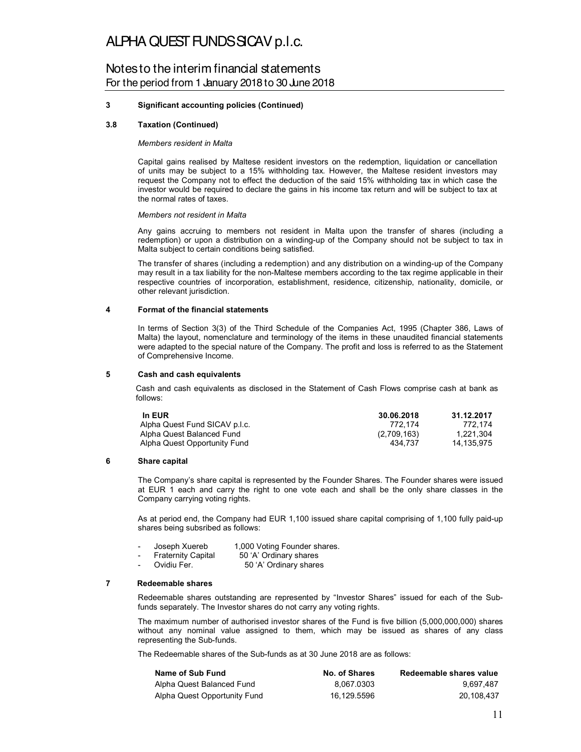### 3 Significant accounting policies (Continued)

#### 3.8 Taxation (Continued)

*Members resident in Malta*

Capital gains realised by Maltese resident investors on the redemption, liquidation or cancellation of units may be subject to a 15% withholding tax. However, the Maltese resident investors may request the Company not to effect the deduction of the said 15% withholding tax in which case the investor would be required to declare the gains in his income tax return and will be subject to tax at the normal rates of taxes.

*Members not resident in Malta*

Any gains accruing to members not resident in Malta upon the transfer of shares (including a redemption) or upon a distribution on a winding-up of the Company should not be subject to tax in Malta subject to certain conditions being satisfied.

The transfer of shares (including a redemption) and any distribution on a winding-up of the Company may result in a tax liability for the non-Maltese members according to the tax regime applicable in their respective countries of incorporation, establishment, residence, citizenship, nationality, domicile, or other relevant jurisdiction.

### 4 Format of the financial statements

In terms of Section 3(3) of the Third Schedule of the Companies Act, 1995 (Chapter 386, Laws of Malta) the layout, nomenclature and terminology of the items in these unaudited financial statements were adapted to the special nature of the Company. The profit and loss is referred to as the Statement of Comprehensive Income.

### 5 Cash and cash equivalents

Cash and cash equivalents as disclosed in the Statement of Cash Flows comprise cash at bank as follows:

| In EUR | 30.06.2018 | 31.12.2017 |
|---|---|---|
| Alpha Quest Fund SICAV p.l.c. | 772,174 | 772,174 |
| Alpha Quest Balanced Fund | (2,709,163) | 1,221,304 |
| Alpha Quest Opportunity Fund | 434,737 | 14,135,975 |

### 6 Share capital

The Company's share capital is represented by the Founder Shares. The Founder shares were issued at EUR 1 each and carry the right to one vote each and shall be the only share classes in the Company carrying voting rights.

As at period end, the Company had EUR 1,100 issued share capital comprising of 1,100 fully paid-up shares being subsribed as follows:

- Joseph Xuereb 1,000 Voting Founder shares.
- Fraternity Capital 50 'A' Ordinary shares
- Ovidiu Fer. 50 'A' Ordinary shares

### 7 Redeemable shares

Redeemable shares outstanding are represented by "Investor Shares" issued for each of the Sub-funds separately. The Investor shares do not carry any voting rights.

The maximum number of authorised investor shares of the Fund is five billion (5,000,000,000) shares without any nominal value assigned to them, which may be issued as shares of any class representing the Sub-funds.

The Redeemable shares of the Sub-funds as at 30 June 2018 are as follows:

| Name of Sub Fund | No. of Shares | Redeemable shares value |
|---|---|---|
| Alpha Quest Balanced Fund | 8,067.0303 | 9,697,487 |
| Alpha Quest Opportunity Fund | 16,129.5596 | 20,108,437 |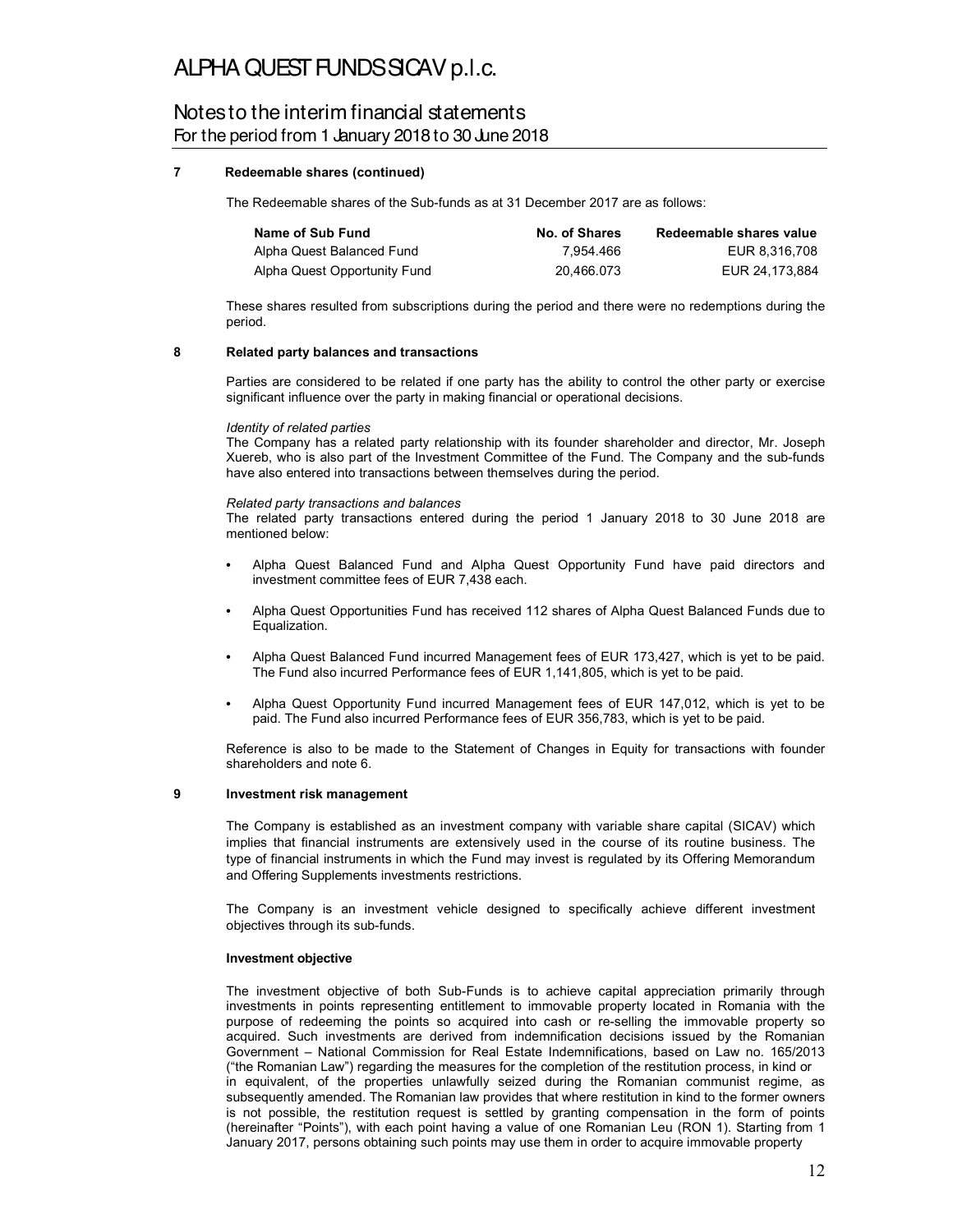# ALPHA QUEST FUNDS SICAV p.l.c.

## Notes to the interim financial statements
For the period from 1 January 2018 to 30 June 2018

### 7 Redeemable shares (continued)

The Redeemable shares of the Sub-funds as at 31 December 2017 are as follows:

| Name of Sub Fund | No. of Shares | Redeemable shares value |
|---|---|---|
| Alpha Quest Balanced Fund | 7,954.466 | EUR 8,316,708 |
| Alpha Quest Opportunity Fund | 20,466.073 | EUR 24,173,884 |

These shares resulted from subscriptions during the period and there were no redemptions during the period.

### 8 Related party balances and transactions

Parties are considered to be related if one party has the ability to control the other party or exercise significant influence over the party in making financial or operational decisions.

*Identity of related parties*
The Company has a related party relationship with its founder shareholder and director, Mr. Joseph Xuereb, who is also part of the Investment Committee of the Fund. The Company and the sub-funds have also entered into transactions between themselves during the period.

*Related party transactions and balances*
The related party transactions entered during the period 1 January 2018 to 30 June 2018 are mentioned below:

- Alpha Quest Balanced Fund and Alpha Quest Opportunity Fund have paid directors and investment committee fees of EUR 7,438 each.
- Alpha Quest Opportunities Fund has received 112 shares of Alpha Quest Balanced Funds due to Equalization.
- Alpha Quest Balanced Fund incurred Management fees of EUR 173,427, which is yet to be paid. The Fund also incurred Performance fees of EUR 1,141,805, which is yet to be paid.
- Alpha Quest Opportunity Fund incurred Management fees of EUR 147,012, which is yet to be paid. The Fund also incurred Performance fees of EUR 356,783, which is yet to be paid.

Reference is also to be made to the Statement of Changes in Equity for transactions with founder shareholders and note 6.

### 9 Investment risk management

The Company is established as an investment company with variable share capital (SICAV) which implies that financial instruments are extensively used in the course of its routine business. The type of financial instruments in which the Fund may invest is regulated by its Offering Memorandum and Offering Supplements investments restrictions.

The Company is an investment vehicle designed to specifically achieve different investment objectives through its sub-funds.

**Investment objective**

The investment objective of both Sub-Funds is to achieve capital appreciation primarily through investments in points representing entitlement to immovable property located in Romania with the purpose of redeeming the points so acquired into cash or re-selling the immovable property so acquired. Such investments are derived from indemnification decisions issued by the Romanian Government – National Commission for Real Estate Indemnifications, based on Law no. 165/2013 ("the Romanian Law") regarding the measures for the completion of the restitution process, in kind or in equivalent, of the properties unlawfully seized during the Romanian communist regime, as subsequently amended. The Romanian law provides that where restitution in kind to the former owners is not possible, the restitution request is settled by granting compensation in the form of points (hereinafter "Points"), with each point having a value of one Romanian Leu (RON 1). Starting from 1 January 2017, persons obtaining such points may use them in order to acquire immovable property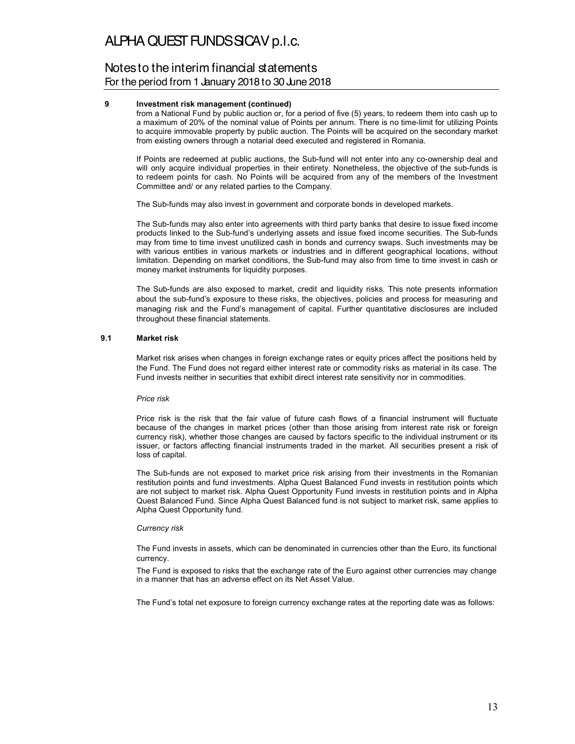## 9 Investment risk management (continued)

from a National Fund by public auction or, for a period of five (5) years, to redeem them into cash up to a maximum of 20% of the nominal value of Points per annum. There is no time-limit for utilizing Points to acquire immovable property by public auction. The Points will be acquired on the secondary market from existing owners through a notarial deed executed and registered in Romania.

If Points are redeemed at public auctions, the Sub-fund will not enter into any co-ownership deal and will only acquire individual properties in their entirety. Nonetheless, the objective of the sub-funds is to redeem points for cash. No Points will be acquired from any of the members of the Investment Committee and/ or any related parties to the Company.

The Sub-funds may also invest in government and corporate bonds in developed markets.

The Sub-funds may also enter into agreements with third party banks that desire to issue fixed income products linked to the Sub-fund's underlying assets and issue fixed income securities. The Sub-funds may from time to time invest unutilized cash in bonds and currency swaps. Such investments may be with various entities in various markets or industries and in different geographical locations, without limitation. Depending on market conditions, the Sub-fund may also from time to time invest in cash or money market instruments for liquidity purposes.

The Sub-funds are also exposed to market, credit and liquidity risks. This note presents information about the sub-fund's exposure to these risks, the objectives, policies and process for measuring and managing risk and the Fund's management of capital. Further quantitative disclosures are included throughout these financial statements.

### 9.1 Market risk

Market risk arises when changes in foreign exchange rates or equity prices affect the positions held by the Fund. The Fund does not regard either interest rate or commodity risks as material in its case. The Fund invests neither in securities that exhibit direct interest rate sensitivity nor in commodities.

*Price risk*

Price risk is the risk that the fair value of future cash flows of a financial instrument will fluctuate because of the changes in market prices (other than those arising from interest rate risk or foreign currency risk), whether those changes are caused by factors specific to the individual instrument or its issuer, or factors affecting financial instruments traded in the market. All securities present a risk of loss of capital.

The Sub-funds are not exposed to market price risk arising from their investments in the Romanian restitution points and fund investments. Alpha Quest Balanced Fund invests in restitution points which are not subject to market risk. Alpha Quest Opportunity Fund invests in restitution points and in Alpha Quest Balanced Fund. Since Alpha Quest Balanced fund is not subject to market risk, same applies to Alpha Quest Opportunity fund.

*Currency risk*

The Fund invests in assets, which can be denominated in currencies other than the Euro, its functional currency.

The Fund is exposed to risks that the exchange rate of the Euro against other currencies may change in a manner that has an adverse effect on its Net Asset Value.

The Fund's total net exposure to foreign currency exchange rates at the reporting date was as follows: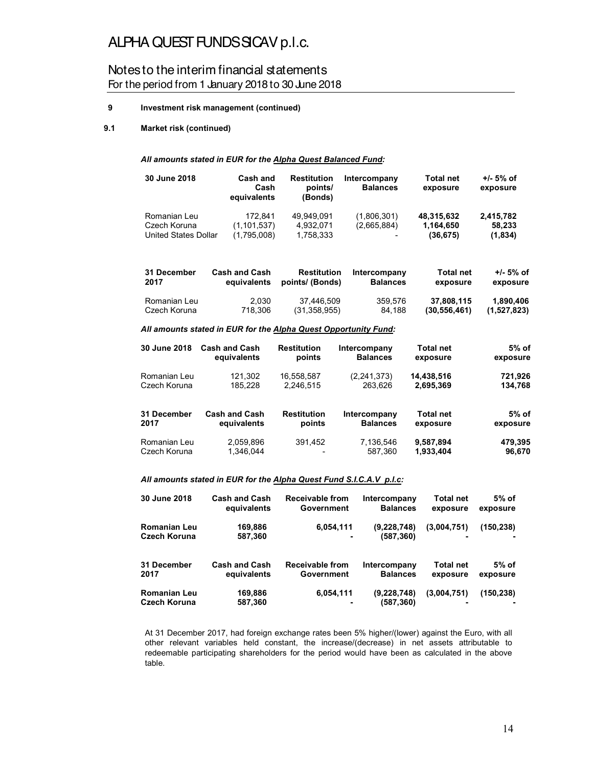# ALPHA QUEST FUNDS SICAV p.l.c.

## Notes to the interim financial statements
For the period from 1 January 2018 to 30 June 2018

**9 Investment risk management (continued)**

**9.1 Market risk (continued)**

***All amounts stated in EUR for the Alpha Quest Balanced Fund:***

| 30 June 2018 | Cash and Cash equivalents | Restitution points/ (Bonds) | Intercompany Balances | Total net exposure | +/- 5% of exposure |
|---|---|---|---|---|---|
| Romanian Leu | 172,841 | 49,949,091 | (1,806,301) | **48,315,632** | **2,415,782** |
| Czech Koruna | (1,101,537) | 4,932,071 | (2,665,884) | **1,164,650** | **58,233** |
| United States Dollar | (1,795,008) | 1,758,333 | - | **(36,675)** | **(1,834)** |

| 31 December 2017 | Cash and Cash equivalents | Restitution points/ (Bonds) | Intercompany Balances | Total net exposure | +/- 5% of exposure |
|---|---|---|---|---|---|
| Romanian Leu | 2,030 | 37,446,509 | 359,576 | **37,808,115** | **1,890,406** |
| Czech Koruna | 718,306 | (31,358,955) | 84,188 | **(30,556,461)** | **(1,527,823)** |

***All amounts stated in EUR for the Alpha Quest Opportunity Fund:***

| 30 June 2018 | Cash and Cash equivalents | Restitution points | Intercompany Balances | Total net exposure | 5% of exposure |
|---|---|---|---|---|---|
| Romanian Leu | 121,302 | 16,558,587 | (2,241,373) | **14,438,516** | **721,926** |
| Czech Koruna | 185,228 | 2,246,515 | 263,626 | **2,695,369** | **134,768** |

| 31 December 2017 | Cash and Cash equivalents | Restitution points | Intercompany Balances | Total net exposure | 5% of exposure |
|---|---|---|---|---|---|
| Romanian Leu | 2,059,896 | 391,452 | 7,136,546 | **9,587,894** | **479,395** |
| Czech Koruna | 1,346,044 | - | 587,360 | **1,933,404** | **96,670** |

***All amounts stated in EUR for the Alpha Quest Fund S.I.C.A.V p.l.c:***

| 30 June 2018 | Cash and Cash equivalents | Receivable from Government | Intercompany Balances | Total net exposure | 5% of exposure |
|---|---|---|---|---|---|
| **Romanian Leu** | **169,886** | **6,054,111** | **(9,228,748)** | **(3,004,751)** | **(150,238)** |
| **Czech Koruna** | **587,360** | **-** | **(587,360)** | **-** | **-** |

| 31 December 2017 | Cash and Cash equivalents | Receivable from Government | Intercompany Balances | Total net exposure | 5% of exposure |
|---|---|---|---|---|---|
| **Romanian Leu** | **169,886** | **6,054,111** | **(9,228,748)** | **(3,004,751)** | **(150,238)** |
| **Czech Koruna** | **587,360** | **-** | **(587,360)** | **-** | **-** |

At 31 December 2017, had foreign exchange rates been 5% higher/(lower) against the Euro, with all other relevant variables held constant, the increase/(decrease) in net assets attributable to redeemable participating shareholders for the period would have been as calculated in the above table.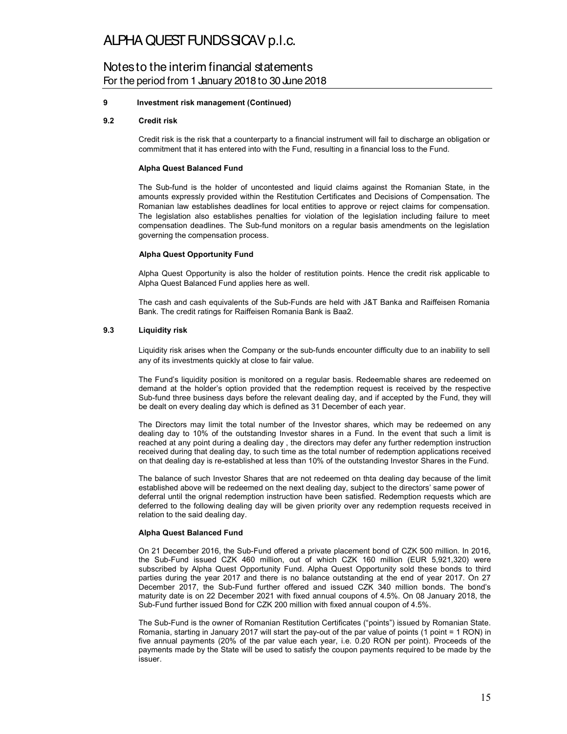### 9 Investment risk management (Continued)

### 9.2 Credit risk

Credit risk is the risk that a counterparty to a financial instrument will fail to discharge an obligation or commitment that it has entered into with the Fund, resulting in a financial loss to the Fund.

**Alpha Quest Balanced Fund**

The Sub-fund is the holder of uncontested and liquid claims against the Romanian State, in the amounts expressly provided within the Restitution Certificates and Decisions of Compensation. The Romanian law establishes deadlines for local entities to approve or reject claims for compensation. The legislation also establishes penalties for violation of the legislation including failure to meet compensation deadlines. The Sub-fund monitors on a regular basis amendments on the legislation governing the compensation process.

**Alpha Quest Opportunity Fund**

Alpha Quest Opportunity is also the holder of restitution points. Hence the credit risk applicable to Alpha Quest Balanced Fund applies here as well.

The cash and cash equivalents of the Sub-Funds are held with J&T Banka and Raiffeisen Romania Bank. The credit ratings for Raiffeisen Romania Bank is Baa2.

### 9.3 Liquidity risk

Liquidity risk arises when the Company or the sub-funds encounter difficulty due to an inability to sell any of its investments quickly at close to fair value.

The Fund's liquidity position is monitored on a regular basis. Redeemable shares are redeemed on demand at the holder's option provided that the redemption request is received by the respective Sub-fund three business days before the relevant dealing day, and if accepted by the Fund, they will be dealt on every dealing day which is defined as 31 December of each year.

The Directors may limit the total number of the Investor shares, which may be redeemed on any dealing day to 10% of the outstanding Investor shares in a Fund. In the event that such a limit is reached at any point during a dealing day , the directors may defer any further redemption instruction received during that dealing day, to such time as the total number of redemption applications received on that dealing day is re-established at less than 10% of the outstanding Investor Shares in the Fund.

The balance of such Investor Shares that are not redeemed on thta dealing day because of the limit established above will be redeemed on the next dealing day, subject to the directors' same power of deferral until the orignal redemption instruction have been satisfied. Redemption requests which are deferred to the following dealing day will be given priority over any redemption requests received in relation to the said dealing day.

**Alpha Quest Balanced Fund**

On 21 December 2016, the Sub-Fund offered a private placement bond of CZK 500 million. In 2016, the Sub-Fund issued CZK 460 million, out of which CZK 160 million (EUR 5,921,320) were subscribed by Alpha Quest Opportunity Fund. Alpha Quest Opportunity sold these bonds to third parties during the year 2017 and there is no balance outstanding at the end of year 2017. On 27 December 2017, the Sub-Fund further offered and issued CZK 340 million bonds. The bond's maturity date is on 22 December 2021 with fixed annual coupons of 4.5%. On 08 January 2018, the Sub-Fund further issued Bond for CZK 200 million with fixed annual coupon of 4.5%.

The Sub-Fund is the owner of Romanian Restitution Certificates ("points") issued by Romanian State. Romania, starting in January 2017 will start the pay-out of the par value of points (1 point = 1 RON) in five annual payments (20% of the par value each year, i.e. 0.20 RON per point). Proceeds of the payments made by the State will be used to satisfy the coupon payments required to be made by the issuer.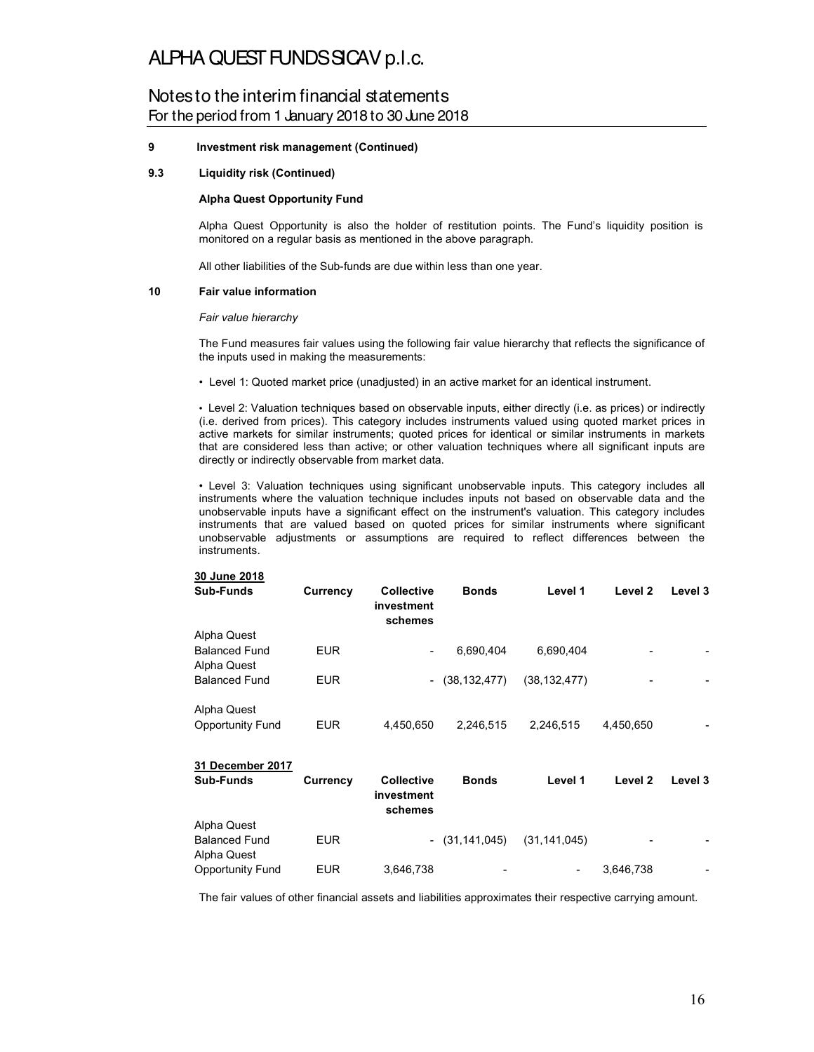# ALPHA QUEST FUNDS SICAV p.l.c.

## Notes to the interim financial statements
For the period from 1 January 2018 to 30 June 2018

**9 Investment risk management (Continued)**

**9.3 Liquidity risk (Continued)**

**Alpha Quest Opportunity Fund**

Alpha Quest Opportunity is also the holder of restitution points. The Fund's liquidity position is monitored on a regular basis as mentioned in the above paragraph.

All other liabilities of the Sub-funds are due within less than one year.

**10 Fair value information**

*Fair value hierarchy*

The Fund measures fair values using the following fair value hierarchy that reflects the significance of the inputs used in making the measurements:

• Level 1: Quoted market price (unadjusted) in an active market for an identical instrument.

• Level 2: Valuation techniques based on observable inputs, either directly (i.e. as prices) or indirectly (i.e. derived from prices). This category includes instruments valued using quoted market prices in active markets for similar instruments; quoted prices for identical or similar instruments in markets that are considered less than active; or other valuation techniques where all significant inputs are directly or indirectly observable from market data.

• Level 3: Valuation techniques using significant unobservable inputs. This category includes all instruments where the valuation technique includes inputs not based on observable data and the unobservable inputs have a significant effect on the instrument's valuation. This category includes instruments that are valued based on quoted prices for similar instruments where significant unobservable adjustments or assumptions are required to reflect differences between the instruments.

**30 June 2018**

| Sub-Funds | Currency | Collective investment schemes | Bonds | Level 1 | Level 2 | Level 3 |
|---|---|---|---|---|---|---|
| Alpha Quest Balanced Fund | EUR | - | 6,690,404 | 6,690,404 | - | - |
| Alpha Quest Balanced Fund | EUR | - | (38,132,477) | (38,132,477) | - | - |
| Alpha Quest Opportunity Fund | EUR | 4,450,650 | 2,246,515 | 2,246,515 | 4,450,650 | - |

**31 December 2017**

| Sub-Funds | Currency | Collective investment schemes | Bonds | Level 1 | Level 2 | Level 3 |
|---|---|---|---|---|---|---|
| Alpha Quest Balanced Fund | EUR | - | (31,141,045) | (31,141,045) | - | - |
| Alpha Quest Opportunity Fund | EUR | 3,646,738 | - | - | 3,646,738 | - |

The fair values of other financial assets and liabilities approximates their respective carrying amount.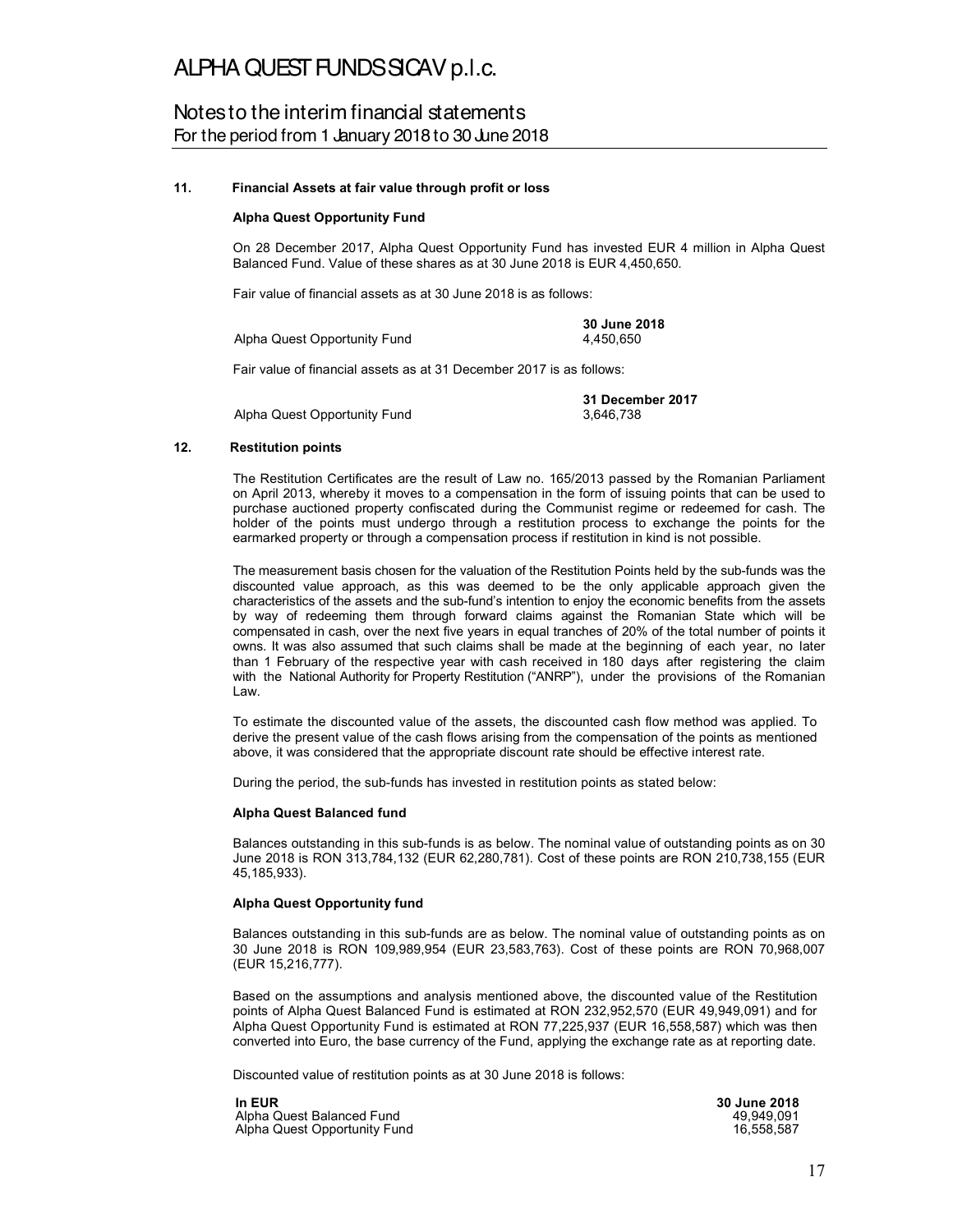## 11. Financial Assets at fair value through profit or loss

**Alpha Quest Opportunity Fund**

On 28 December 2017, Alpha Quest Opportunity Fund has invested EUR 4 million in Alpha Quest Balanced Fund. Value of these shares as at 30 June 2018 is EUR 4,450,650.

Fair value of financial assets as at 30 June 2018 is as follows:

| | 30 June 2018 |
|---|---|
| Alpha Quest Opportunity Fund | 4,450,650 |

Fair value of financial assets as at 31 December 2017 is as follows:

| | 31 December 2017 |
|---|---|
| Alpha Quest Opportunity Fund | 3,646,738 |

## 12. Restitution points

The Restitution Certificates are the result of Law no. 165/2013 passed by the Romanian Parliament on April 2013, whereby it moves to a compensation in the form of issuing points that can be used to purchase auctioned property confiscated during the Communist regime or redeemed for cash. The holder of the points must undergo through a restitution process to exchange the points for the earmarked property or through a compensation process if restitution in kind is not possible.

The measurement basis chosen for the valuation of the Restitution Points held by the sub-funds was the discounted value approach, as this was deemed to be the only applicable approach given the characteristics of the assets and the sub-fund's intention to enjoy the economic benefits from the assets by way of redeeming them through forward claims against the Romanian State which will be compensated in cash, over the next five years in equal tranches of 20% of the total number of points it owns. It was also assumed that such claims shall be made at the beginning of each year, no later than 1 February of the respective year with cash received in 180 days after registering the claim with the National Authority for Property Restitution ("ANRP"), under the provisions of the Romanian Law.

To estimate the discounted value of the assets, the discounted cash flow method was applied. To derive the present value of the cash flows arising from the compensation of the points as mentioned above, it was considered that the appropriate discount rate should be effective interest rate.

During the period, the sub-funds has invested in restitution points as stated below:

**Alpha Quest Balanced fund**

Balances outstanding in this sub-funds is as below. The nominal value of outstanding points as on 30 June 2018 is RON 313,784,132 (EUR 62,280,781). Cost of these points are RON 210,738,155 (EUR 45,185,933).

**Alpha Quest Opportunity fund**

Balances outstanding in this sub-funds are as below. The nominal value of outstanding points as on 30 June 2018 is RON 109,989,954 (EUR 23,583,763). Cost of these points are RON 70,968,007 (EUR 15,216,777).

Based on the assumptions and analysis mentioned above, the discounted value of the Restitution points of Alpha Quest Balanced Fund is estimated at RON 232,952,570 (EUR 49,949,091) and for Alpha Quest Opportunity Fund is estimated at RON 77,225,937 (EUR 16,558,587) which was then converted into Euro, the base currency of the Fund, applying the exchange rate as at reporting date.

Discounted value of restitution points as at 30 June 2018 is follows:

| In EUR | 30 June 2018 |
|---|---|
| Alpha Quest Balanced Fund | 49,949,091 |
| Alpha Quest Opportunity Fund | 16,558,587 |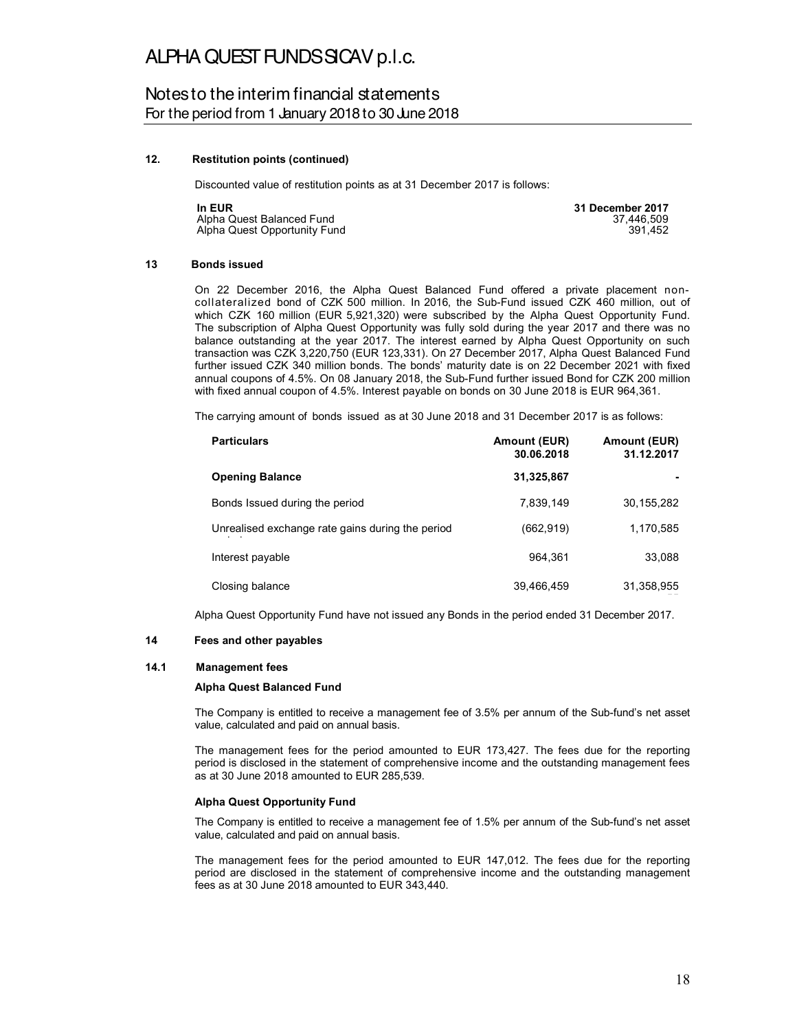### 12. Restitution points (continued)

Discounted value of restitution points as at 31 December 2017 is follows:

| In EUR | 31 December 2017 |
|---|---|
| Alpha Quest Balanced Fund | 37,446,509 |
| Alpha Quest Opportunity Fund | 391,452 |

### 13 Bonds issued

On 22 December 2016, the Alpha Quest Balanced Fund offered a private placement non-collateralized bond of CZK 500 million. In 2016, the Sub-Fund issued CZK 460 million, out of which CZK 160 million (EUR 5,921,320) were subscribed by the Alpha Quest Opportunity Fund. The subscription of Alpha Quest Opportunity was fully sold during the year 2017 and there was no balance outstanding at the year 2017. The interest earned by Alpha Quest Opportunity on such transaction was CZK 3,220,750 (EUR 123,331). On 27 December 2017, Alpha Quest Balanced Fund further issued CZK 340 million bonds. The bonds' maturity date is on 22 December 2021 with fixed annual coupons of 4.5%. On 08 January 2018, the Sub-Fund further issued Bond for CZK 200 million with fixed annual coupon of 4.5%. Interest payable on bonds on 30 June 2018 is EUR 964,361.

The carrying amount of bonds issued as at 30 June 2018 and 31 December 2017 is as follows:

| Particulars | Amount (EUR) 30.06.2018 | Amount (EUR) 31.12.2017 |
|---|---|---|
| **Opening Balance** | **31,325,867** | **-** |
| Bonds Issued during the period | 7,839,149 | 30,155,282 |
| Unrealised exchange rate gains during the period | (662,919) | 1,170,585 |
| Interest payable | 964,361 | 33,088 |
| Closing balance | 39,466,459 | 31,358,955 |

Alpha Quest Opportunity Fund have not issued any Bonds in the period ended 31 December 2017.

### 14 Fees and other payables

#### 14.1 Management fees

**Alpha Quest Balanced Fund**

The Company is entitled to receive a management fee of 3.5% per annum of the Sub-fund's net asset value, calculated and paid on annual basis.

The management fees for the period amounted to EUR 173,427. The fees due for the reporting period is disclosed in the statement of comprehensive income and the outstanding management fees as at 30 June 2018 amounted to EUR 285,539.

**Alpha Quest Opportunity Fund**

The Company is entitled to receive a management fee of 1.5% per annum of the Sub-fund's net asset value, calculated and paid on annual basis.

The management fees for the period amounted to EUR 147,012. The fees due for the reporting period are disclosed in the statement of comprehensive income and the outstanding management fees as at 30 June 2018 amounted to EUR 343,440.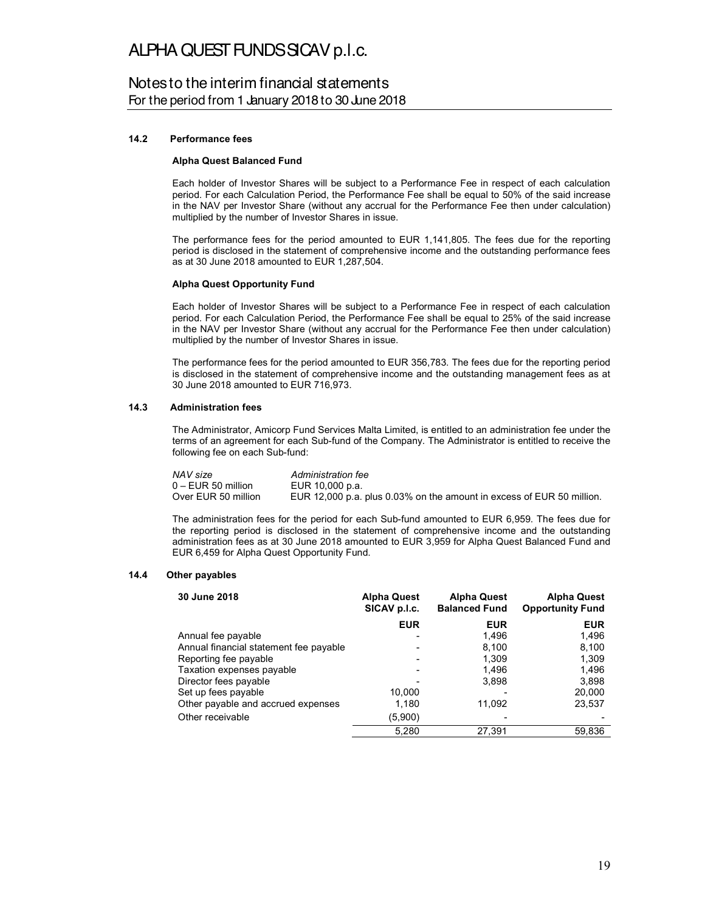### 14.2 Performance fees

**Alpha Quest Balanced Fund**

Each holder of Investor Shares will be subject to a Performance Fee in respect of each calculation period. For each Calculation Period, the Performance Fee shall be equal to 50% of the said increase in the NAV per Investor Share (without any accrual for the Performance Fee then under calculation) multiplied by the number of Investor Shares in issue.

The performance fees for the period amounted to EUR 1,141,805. The fees due for the reporting period is disclosed in the statement of comprehensive income and the outstanding performance fees as at 30 June 2018 amounted to EUR 1,287,504.

**Alpha Quest Opportunity Fund**

Each holder of Investor Shares will be subject to a Performance Fee in respect of each calculation period. For each Calculation Period, the Performance Fee shall be equal to 25% of the said increase in the NAV per Investor Share (without any accrual for the Performance Fee then under calculation) multiplied by the number of Investor Shares in issue.

The performance fees for the period amounted to EUR 356,783. The fees due for the reporting period is disclosed in the statement of comprehensive income and the outstanding management fees as at 30 June 2018 amounted to EUR 716,973.

### 14.3 Administration fees

The Administrator, Amicorp Fund Services Malta Limited, is entitled to an administration fee under the terms of an agreement for each Sub-fund of the Company. The Administrator is entitled to receive the following fee on each Sub-fund:

| *NAV size* | *Administration fee* |
|---|---|
| 0 – EUR 50 million | EUR 10,000 p.a. |
| Over EUR 50 million | EUR 12,000 p.a. plus 0.03% on the amount in excess of EUR 50 million. |

The administration fees for the period for each Sub-fund amounted to EUR 6,959. The fees due for the reporting period is disclosed in the statement of comprehensive income and the outstanding administration fees as at 30 June 2018 amounted to EUR 3,959 for Alpha Quest Balanced Fund and EUR 6,459 for Alpha Quest Opportunity Fund.

### 14.4 Other payables

| 30 June 2018 | Alpha Quest SICAV p.l.c. | Alpha Quest Balanced Fund | Alpha Quest Opportunity Fund |
|---|---|---|---|
| | EUR | EUR | EUR |
| Annual fee payable | - | 1,496 | 1,496 |
| Annual financial statement fee payable | - | 8,100 | 8,100 |
| Reporting fee payable | - | 1,309 | 1,309 |
| Taxation expenses payable | - | 1,496 | 1,496 |
| Director fees payable | - | 3,898 | 3,898 |
| Set up fees payable | 10,000 | - | 20,000 |
| Other payable and accrued expenses | 1,180 | 11,092 | 23,537 |
| Other receivable | (5,900) | - | - |
| | 5,280 | 27,391 | 59,836 |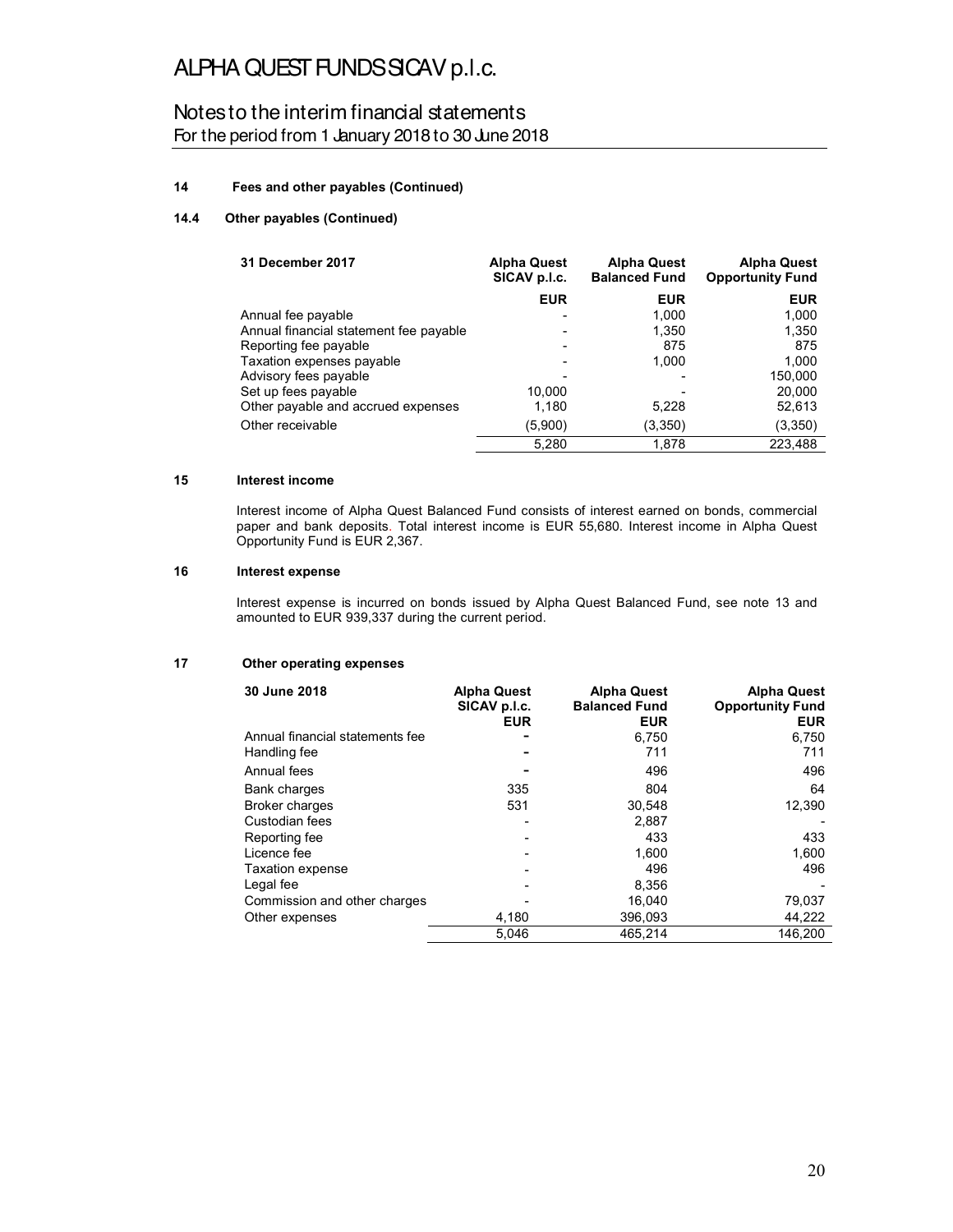# ALPHA QUEST FUNDS SICAV p.l.c.

## Notes to the interim financial statements
For the period from 1 January 2018 to 30 June 2018

### 14 Fees and other payables (Continued)

#### 14.4 Other payables (Continued)

| 31 December 2017 | Alpha Quest SICAV p.l.c. | Alpha Quest Balanced Fund | Alpha Quest Opportunity Fund |
|---|---|---|---|
| | EUR | EUR | EUR |
| Annual fee payable | - | 1,000 | 1,000 |
| Annual financial statement fee payable | - | 1,350 | 1,350 |
| Reporting fee payable | - | 875 | 875 |
| Taxation expenses payable | - | 1,000 | 1,000 |
| Advisory fees payable | - | - | 150,000 |
| Set up fees payable | 10,000 | - | 20,000 |
| Other payable and accrued expenses | 1,180 | 5,228 | 52,613 |
| Other receivable | (5,900) | (3,350) | (3,350) |
| | 5,280 | 1,878 | 223,488 |

### 15 Interest income

Interest income of Alpha Quest Balanced Fund consists of interest earned on bonds, commercial paper and bank deposits. Total interest income is EUR 55,680. Interest income in Alpha Quest Opportunity Fund is EUR 2,367.

### 16 Interest expense

Interest expense is incurred on bonds issued by Alpha Quest Balanced Fund, see note 13 and amounted to EUR 939,337 during the current period.

### 17 Other operating expenses

| 30 June 2018 | Alpha Quest SICAV p.l.c. EUR | Alpha Quest Balanced Fund EUR | Alpha Quest Opportunity Fund EUR |
|---|---|---|---|
| Annual financial statements fee | - | 6,750 | 6,750 |
| Handling fee | - | 711 | 711 |
| Annual fees | - | 496 | 496 |
| Bank charges | 335 | 804 | 64 |
| Broker charges | 531 | 30,548 | 12,390 |
| Custodian fees | - | 2,887 | - |
| Reporting fee | - | 433 | 433 |
| Licence fee | - | 1,600 | 1,600 |
| Taxation expense | - | 496 | 496 |
| Legal fee | - | 8,356 | - |
| Commission and other charges | - | 16,040 | 79,037 |
| Other expenses | 4,180 | 396,093 | 44,222 |
| | 5,046 | 465,214 | 146,200 |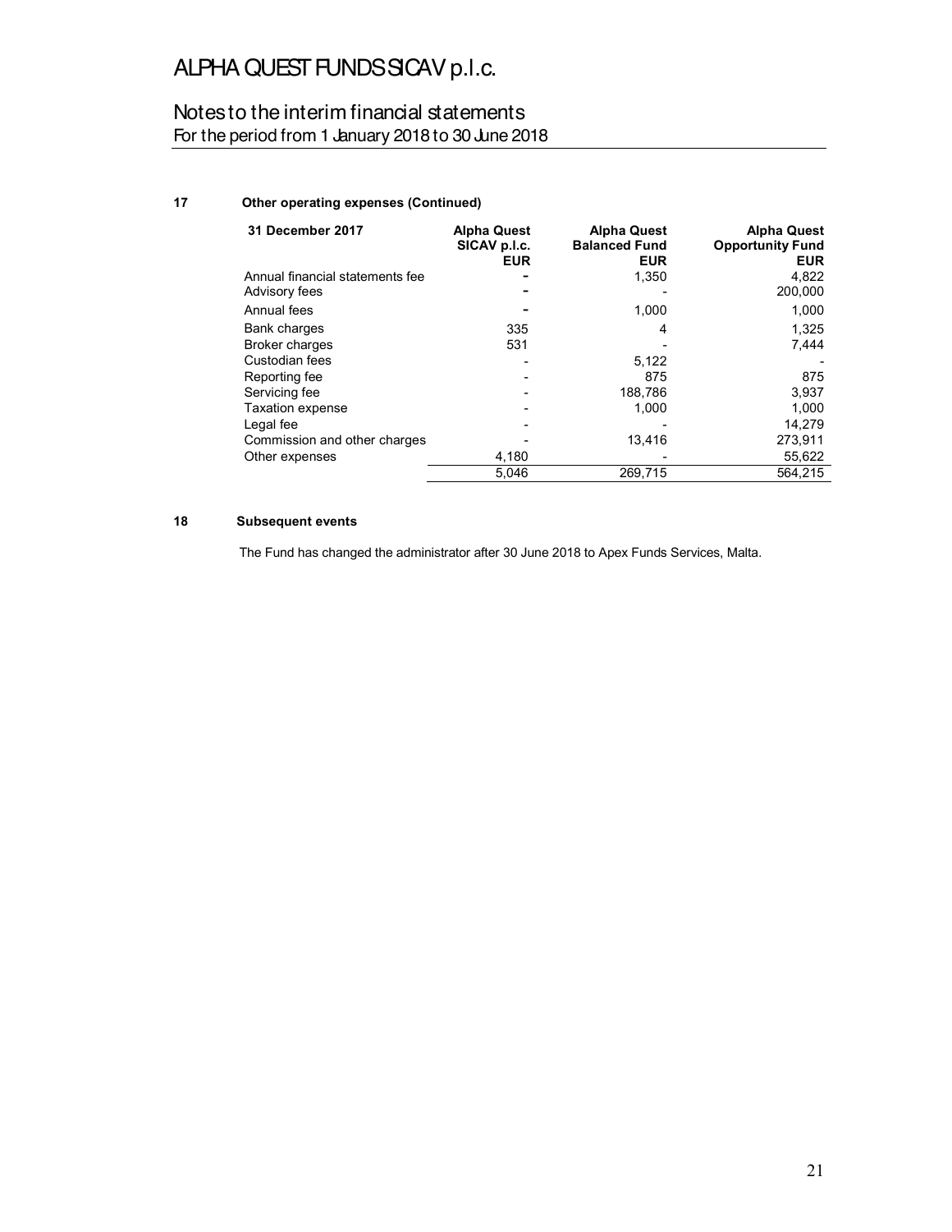# ALPHA QUEST FUNDS SICAV p.l.c.

## Notes to the interim financial statements
For the period from 1 January 2018 to 30 June 2018

### 17 Other operating expenses (Continued)

| 31 December 2017 | Alpha Quest SICAV p.l.c. EUR | Alpha Quest Balanced Fund EUR | Alpha Quest Opportunity Fund EUR |
|---|---|---|---|
| Annual financial statements fee | - | 1,350 | 4,822 |
| Advisory fees | - | - | 200,000 |
| Annual fees | - | 1,000 | 1,000 |
| Bank charges | 335 | 4 | 1,325 |
| Broker charges | 531 | - | 7,444 |
| Custodian fees | - | 5,122 | - |
| Reporting fee | - | 875 | 875 |
| Servicing fee | - | 188,786 | 3,937 |
| Taxation expense | - | 1,000 | 1,000 |
| Legal fee | - | - | 14,279 |
| Commission and other charges | - | 13,416 | 273,911 |
| Other expenses | 4,180 | - | 55,622 |
| | 5,046 | 269,715 | 564,215 |

### 18 Subsequent events

The Fund has changed the administrator after 30 June 2018 to Apex Funds Services, Malta.